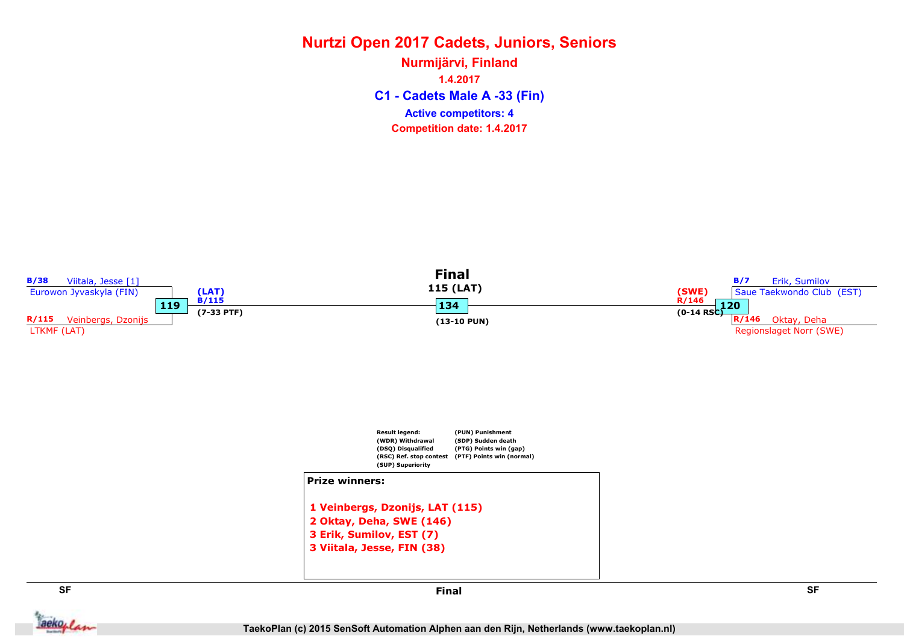# Nurtzi Open 2017 Cadets, Juniors, Seniors

## Nurmijärvi, Finland

**1.4.2017**

## C1 - Cadets Male A -33 (Fin)

**Active competitors: 4**

**Competition date: 1.4.2017**

**SF**

B/38 Viitala, Jesse [1]
Eurowon Jyvaskyla (FIN)

**119**

R/115 Veinbergs, Dzonijs
LTKMF (LAT)

(LAT)
B/115
(7-33 PTF)

**Final**

115 (LAT)

**134**

(13-10 PUN)

**SF**

B/7 Erik, Sumilov
Saue Taekwondo Club (EST)

**120**

R/146 Oktay, Deha
Regionslaget Norr (SWE)

(SWE)
R/146
(0-14 RSC)

Result legend:
(WDR) Withdrawal
(DSQ) Disqualified
(RSC) Ref. stop contest
(SUP) Superiority
(PUN) Punishment
(SDP) Sudden death
(PTG) Points win (gap)
(PTF) Points win (normal)

**Prize winners:**

1 Veinbergs, Dzonijs, LAT (115)
2 Oktay, Deha, SWE (146)
3 Erik, Sumilov, EST (7)
3 Viitala, Jesse, FIN (38)

TaekoPlan (c) 2015 SenSoft Automation Alphen aan den Rijn, Netherlands (www.taekoplan.nl)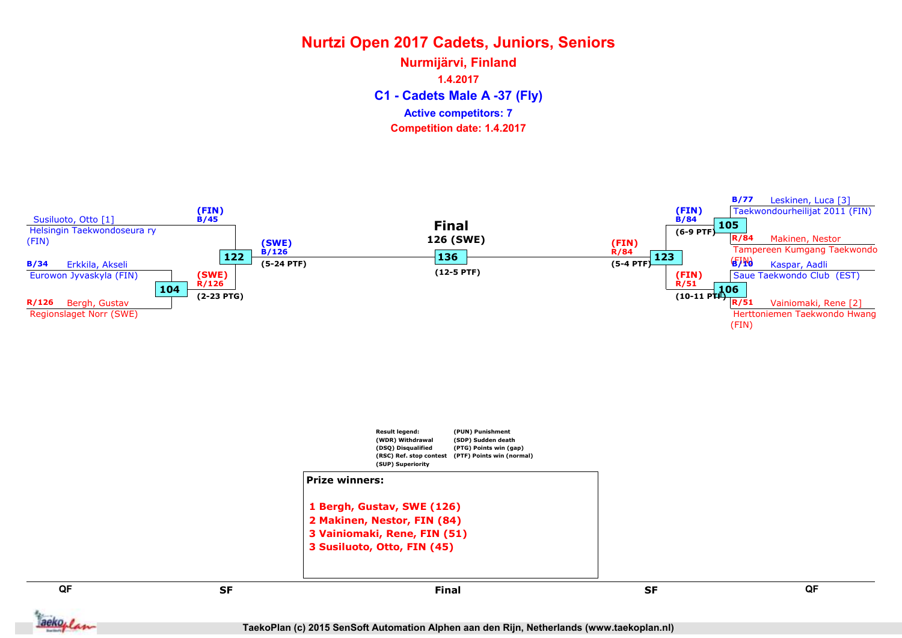# Nurtzi Open 2017 Cadets, Juniors, Seniors

## Nurmijärvi, Finland

1.4.2017

### C1 - Cadets Male A -37 (Fly)

Active competitors: 7

Competition date: 1.4.2017

**QF (left)**

- Susiluoto, Otto [1] — Helsingin Taekwondoseura ry (FIN)
- B/34 Erkkila, Akseli — Eurowon Jyvaskyla (FIN)
- R/126 Bergh, Gustav — Regionslaget Norr (SWE)

Match 104: (SWE) R/126 (2-23 PTG)

**SF (left)**

Match 122: (FIN) B/45 vs (SWE) R/126 — (SWE) B/126 (5-24 PTF)

**Final**

126 (SWE)

Match 136: (12-5 PTF)

**SF (right)**

Match 123: (FIN) B/84 vs (FIN) R/51 — (FIN) R/84 (5-4 PTF)

**QF (right)**

- B/77 Leskinen, Luca [3] — Taekwondourheilijat 2011 (FIN)
- R/84 Makinen, Nestor — Tampereen Kumgang Taekwondo (FIN)
- B/10 Kaspar, Aadli — Saue Taekwondo Club (EST)
- R/51 Vainiomaki, Rene [2] — Herttoniemen Taekwondo Hwang (FIN)

Match 105: (FIN) B/84 (6-9 PTF)

Match 106: (FIN) R/51 (10-11 PTF)

Result legend:
- (WDR) Withdrawal
- (DSQ) Disqualified
- (RSC) Ref. stop contest
- (SUP) Superiority
- (PUN) Punishment
- (SDP) Sudden death
- (PTG) Points win (gap)
- (PTF) Points win (normal)

**Prize winners:**

1 Bergh, Gustav, SWE (126)
2 Makinen, Nestor, FIN (84)
3 Vainiomaki, Rene, FIN (51)
3 Susiluoto, Otto, FIN (45)

QF SF Final SF QF

TaekoPlan (c) 2015 SenSoft Automation Alphen aan den Rijn, Netherlands (www.taekoplan.nl)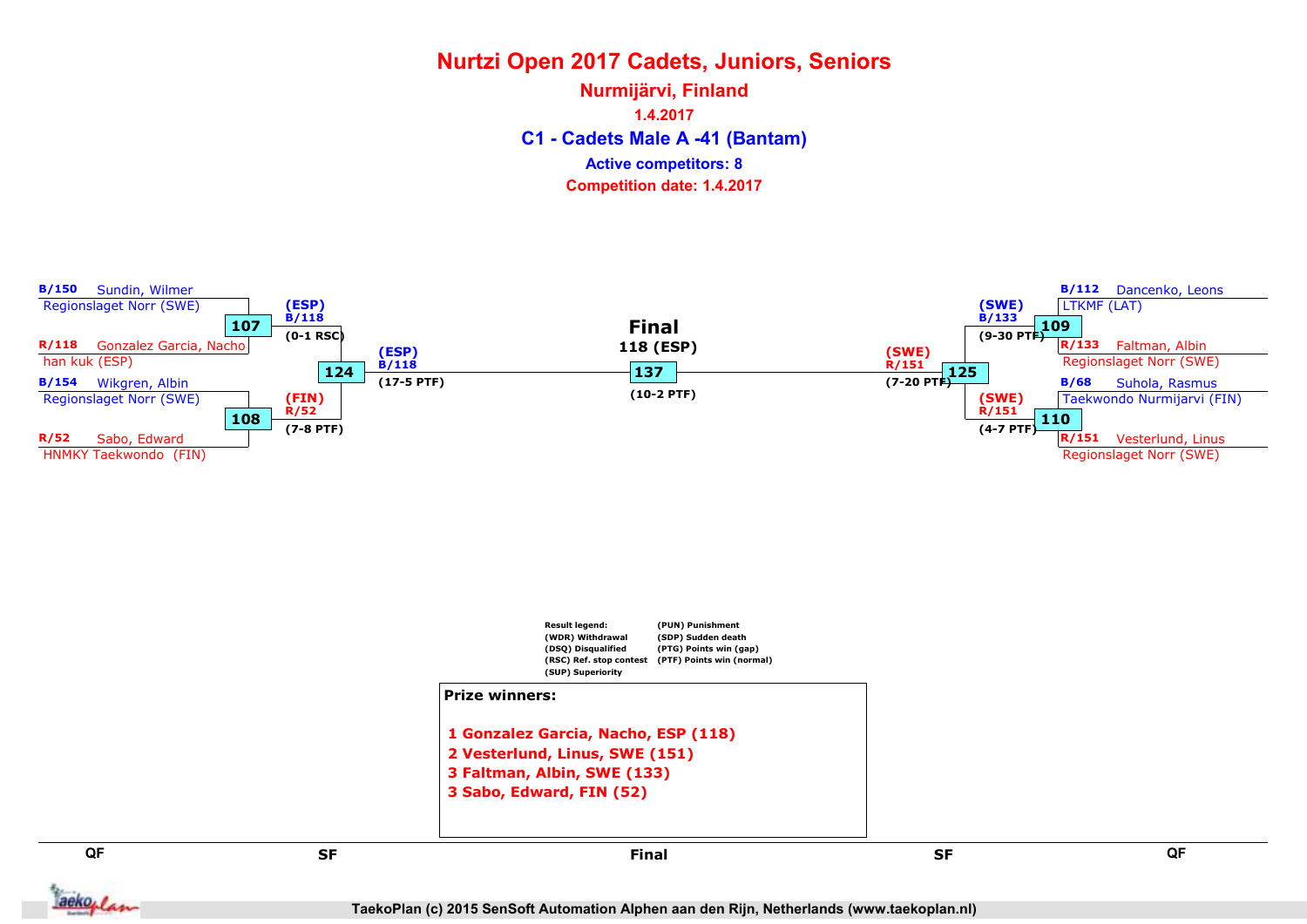# Nurtzi Open 2017 Cadets, Juniors, Seniors

## Nurmijärvi, Finland

1.4.2017

## C1 - Cadets Male A -41 (Bantam)

Active competitors: 8

Competition date: 1.4.2017

### QF (left)

- B/150 Sundin, Wilmer — Regionslaget Norr (SWE)
- R/118 Gonzalez Garcia, Nacho — han kuk (ESP)
- Match 107: (ESP) B/118 (0-1 RSC)

- B/154 Wikgren, Albin — Regionslaget Norr (SWE)
- R/52 Sabo, Edward — HNMKY Taekwondo (FIN)
- Match 108: (FIN) R/52 (7-8 PTF)

### SF (left)

- Match 124: (ESP) B/118 (17-5 PTF)

### QF (right)

- B/112 Dancenko, Leons — LTKMF (LAT)
- R/133 Faltman, Albin — Regionslaget Norr (SWE)
- Match 109: (SWE) B/133 (9-30 PTF)

- B/68 Suhola, Rasmus — Taekwondo Nurmijarvi (FIN)
- R/151 Vesterlund, Linus — Regionslaget Norr (SWE)
- Match 110: (SWE) R/151 (4-7 PTF)

### SF (right)

- Match 125: (SWE) R/151 (7-20 PTF)

### Final

118 (ESP)

Match 137: (10-2 PTF)

Result legend:
(WDR) Withdrawal
(DSQ) Disqualified
(RSC) Ref. stop contest
(SUP) Superiority
(PUN) Punishment
(SDP) Sudden death
(PTG) Points win (gap)
(PTF) Points win (normal)

**Prize winners:**

1 Gonzalez Garcia, Nacho, ESP (118)
2 Vesterlund, Linus, SWE (151)
3 Faltman, Albin, SWE (133)
3 Sabo, Edward, FIN (52)

TaekoPlan (c) 2015 SenSoft Automation Alphen aan den Rijn, Netherlands (www.taekoplan.nl)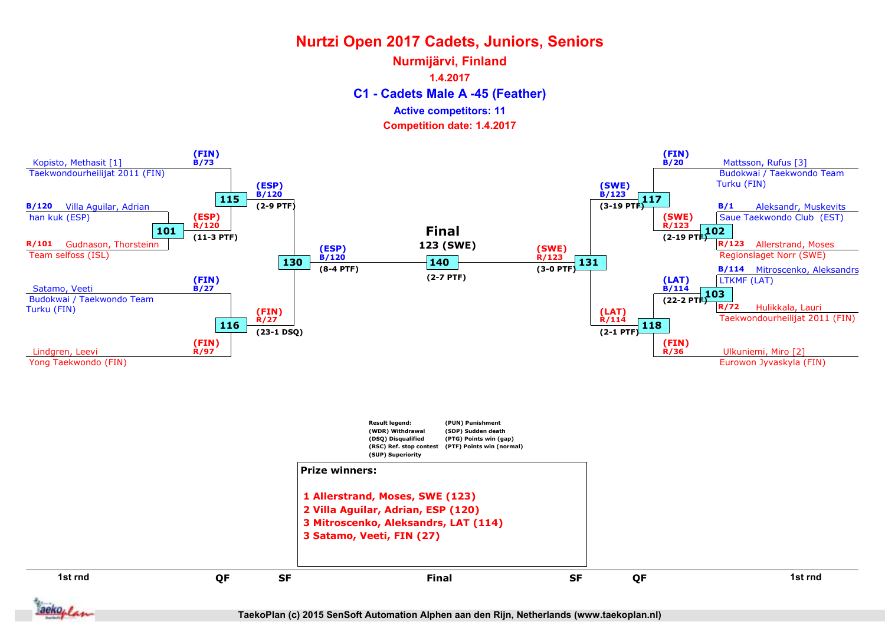# Nurtzi Open 2017 Cadets, Juniors, Seniors

## Nurmijärvi, Finland

**1.4.2017**

### C1 - Cadets Male A -45 (Feather)

**Active competitors: 11**

**Competition date: 1.4.2017**

**1st rnd / QF (left side)**

- Kopisto, Methasit [1] — Taekwondourheilijat 2011 (FIN) — (FIN) B/73
- B/120 Villa Aguilar, Adrian — han kuk (ESP)
- R/101 Gudnason, Thorsteinn — Team selfoss (ISL)
- Match 101: (ESP) R/120 (11-3 PTF)
- Match 115: (ESP) B/120 (2-9 PTF)
- Satamo, Veeti — Budokwai / Taekwondo Team Turku (FIN) — (FIN) B/27
- Lindgren, Leevi — Yong Taekwondo (FIN) — (FIN) R/97
- Match 116: (FIN) R/27 (23-1 DSQ)

**SF (left side)**

- Match 130: (ESP) B/120 (8-4 PTF)

**Final**

- Match 140: 123 (SWE) (2-7 PTF)

**SF (right side)**

- Match 131: (SWE) R/123 (3-0 PTF)

**1st rnd / QF (right side)**

- Mattsson, Rufus [3] — Budokwai / Taekwondo Team Turku (FIN) — (FIN) B/20
- B/1 Aleksandr, Muskevits — Saue Taekwondo Club (EST)
- R/123 Allerstrand, Moses — Regionslaget Norr (SWE)
- Match 102: (SWE) R/123 (2-19 PTF)
- Match 117: (SWE) B/123 (3-19 PTF)
- B/114 Mitroscenko, Aleksandrs — LTKMF (LAT)
- R/72 Hulikkala, Lauri — Taekwondourheilijat 2011 (FIN)
- Match 103: (LAT) B/114 (22-2 PTF)
- Ulkuniemi, Miro [2] — Eurowon Jyvaskyla (FIN) — (FIN) R/36
- Match 118: (LAT) R/114 (2-1 PTF)

**Result legend:**

| | |
|---|---|
| (WDR) Withdrawal | (PUN) Punishment |
| (DSQ) Disqualified | (SDP) Sudden death |
| (RSC) Ref. stop contest | (PTG) Points win (gap) |
| (SUP) Superiority | (PTF) Points win (normal) |

**Prize winners:**

1 Allerstrand, Moses, SWE (123)
2 Villa Aguilar, Adrian, ESP (120)
3 Mitroscenko, Aleksandrs, LAT (114)
3 Satamo, Veeti, FIN (27)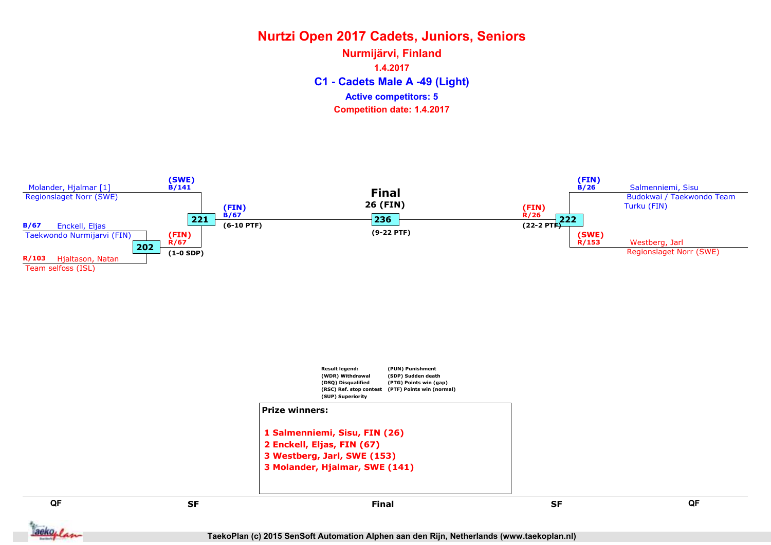# Nurtzi Open 2017 Cadets, Juniors, Seniors

## Nurmijärvi, Finland

1.4.2017

### C1 - Cadets Male A -49 (Light)

**Active competitors: 5**

**Competition date: 1.4.2017**

Molander, Hjalmar [1]
Regionslaget Norr (SWE)

(SWE)
B/141

221

B/67 Enckell, Eljas
Taekwondo Nurmijarvi (FIN)

202

(FIN)
R/67
(1-0 SDP)

R/103 Hjaltason, Natan
Team selfoss (ISL)

(FIN)
B/67
(6-10 PTF)

**Final**
**26 (FIN)**

236

(9-22 PTF)

(FIN)
R/26
(22-2 PTF)

222

(FIN)
B/26
Salmenniemi, Sisu
Budokwai / Taekwondo Team Turku (FIN)

(SWE)
R/153
Westberg, Jarl
Regionslaget Norr (SWE)

Result legend:
(WDR) Withdrawal
(DSQ) Disqualified
(RSC) Ref. stop contest
(SUP) Superiority
(PUN) Punishment
(SDP) Sudden death
(PTG) Points win (gap)
(PTF) Points win (normal)

**Prize winners:**

1 Salmenniemi, Sisu, FIN (26)
2 Enckell, Eljas, FIN (67)
3 Westberg, Jarl, SWE (153)
3 Molander, Hjalmar, SWE (141)

QF SF Final SF QF

TaekoPlan (c) 2015 SenSoft Automation Alphen aan den Rijn, Netherlands (www.taekoplan.nl)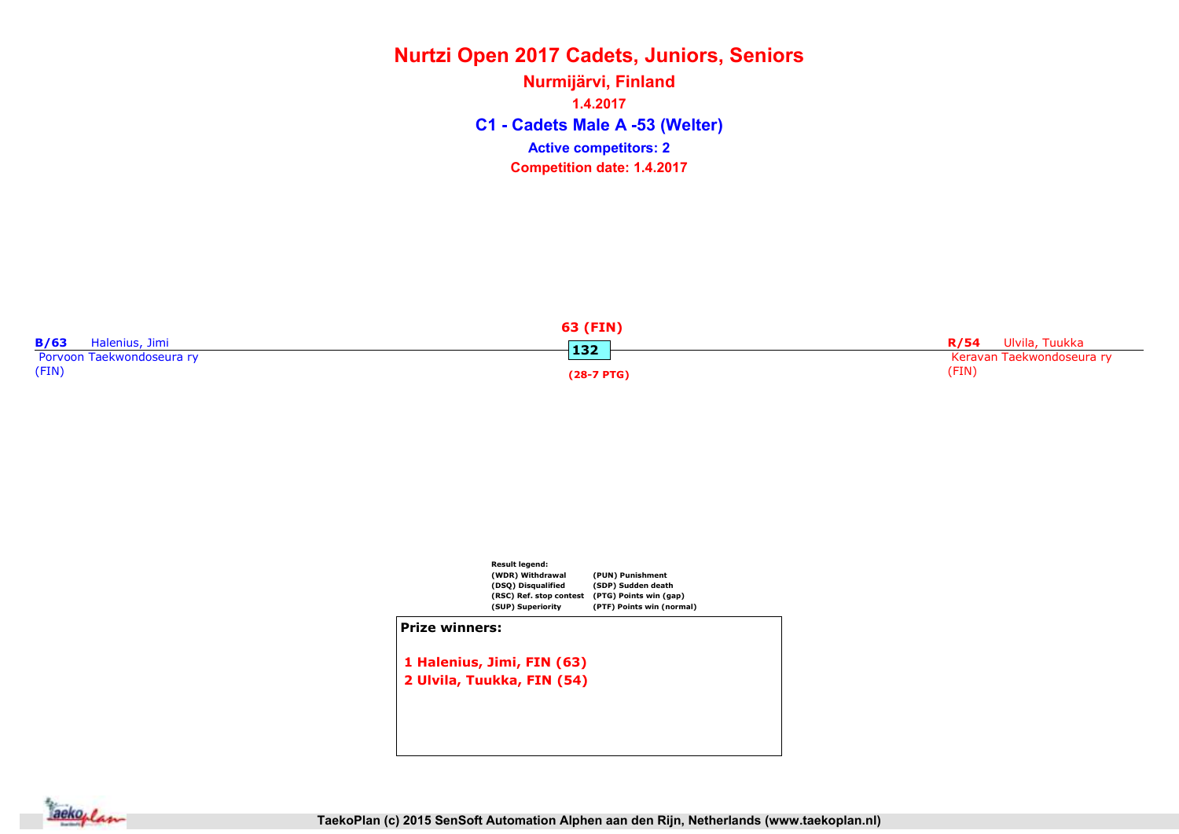# Nurtzi Open 2017 Cadets, Juniors, Seniors

## Nurmijärvi, Finland

1.4.2017

## C1 - Cadets Male A -53 (Welter)

Active competitors: 2

Competition date: 1.4.2017

**B/63** Halenius, Jimi
Porvoon Taekwondoseura ry
(FIN)

**63 (FIN)**

**132**

**(28-7 PTG)**

**R/54** Ulvila, Tuukka
Keravan Taekwondoseura ry
(FIN)

Result legend:

| | |
|---|---|
| (WDR) Withdrawal | (PUN) Punishment |
| (DSQ) Disqualified | (SDP) Sudden death |
| (RSC) Ref. stop contest | (PTG) Points win (gap) |
| (SUP) Superiority | (PTF) Points win (normal) |

**Prize winners:**

1 Halenius, Jimi, FIN (63)
2 Ulvila, Tuukka, FIN (54)

TaekoPlan (c) 2015 SenSoft Automation Alphen aan den Rijn, Netherlands (www.taekoplan.nl)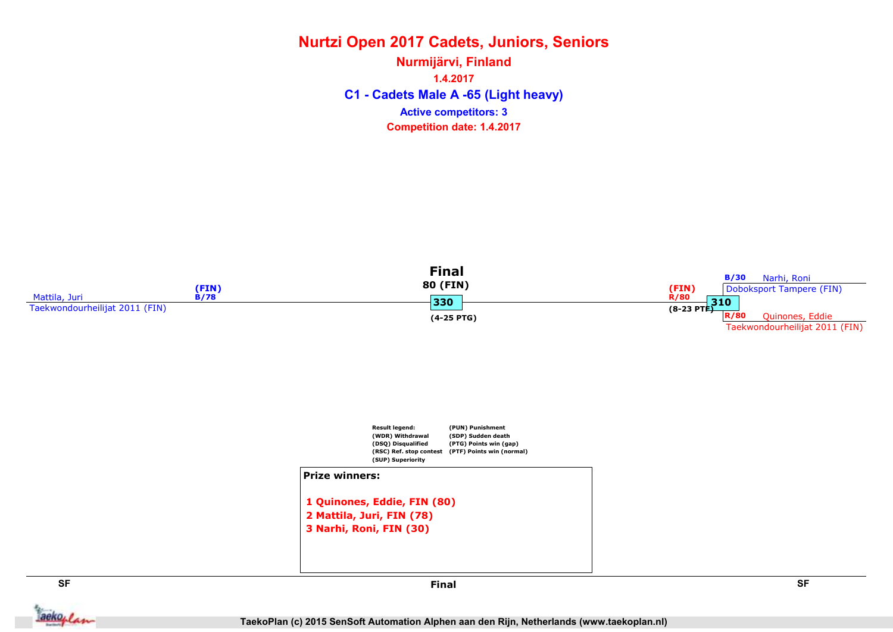# Nurtzi Open 2017 Cadets, Juniors, Seniors

## Nurmijärvi, Finland

1.4.2017

### C1 - Cadets Male A -65 (Light heavy)

Active competitors: 3

Competition date: 1.4.2017

**Final**

80 (FIN)

330

(4-25 PTG)

Mattila, Juri (FIN) B/78
Taekwondourheilijat 2011 (FIN)

(FIN) R/80
(8-23 PTF)

310

B/30 Narhi, Roni
Doboksport Tampere (FIN)

R/80 Quinones, Eddie
Taekwondourheilijat 2011 (FIN)

Result legend:
(WDR) Withdrawal
(DSQ) Disqualified
(RSC) Ref. stop contest
(SUP) Superiority
(PUN) Punishment
(SDP) Sudden death
(PTG) Points win (gap)
(PTF) Points win (normal)

**Prize winners:**

1 Quinones, Eddie, FIN (80)
2 Mattila, Juri, FIN (78)
3 Narhi, Roni, FIN (30)

SF | Final | SF

TaekoPlan (c) 2015 SenSoft Automation Alphen aan den Rijn, Netherlands (www.taekoplan.nl)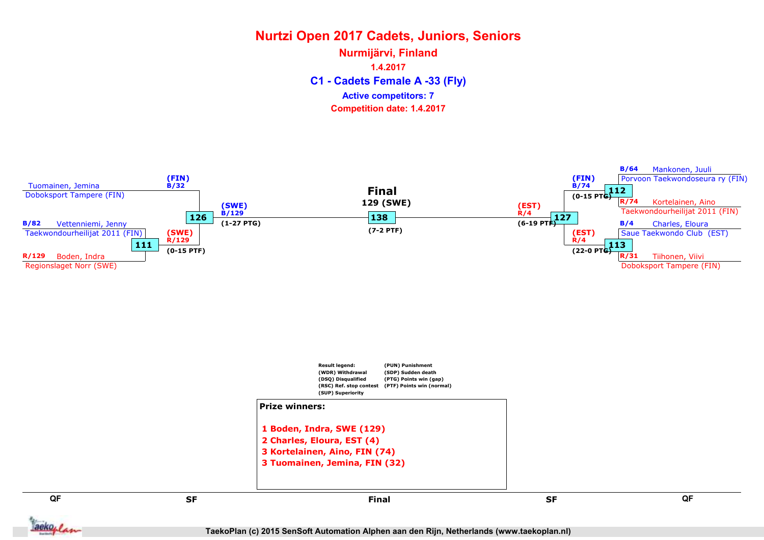# Nurtzi Open 2017 Cadets, Juniors, Seniors

## Nurmijärvi, Finland

**1.4.2017**

## C1 - Cadets Female A -33 (Fly)

**Active competitors: 7**

**Competition date: 1.4.2017**

### QF (left)

- Tuomainen, Jemina — Doboksport Tampere (FIN)
- B/82 Vettenniemi, Jenny — Taekwondourheilijat 2011 (FIN)
- R/129 Boden, Indra — Regionslaget Norr (SWE)

Match 111: (SWE) R/129 (0-15 PTF)

### SF (left)

Match 126: (FIN) B/32 vs (SWE) R/129 — Winner: (SWE) B/129 (1-27 PTG)

### Final

Match 138 — **129 (SWE)** (7-2 PTF)

### SF (right)

Match 127: (FIN) B/74 vs (EST) R/4 — Winner: (EST) R/4 (6-19 PTF)

### QF (right)

- B/64 Mankonen, Juuli — Porvoon Taekwondoseura ry (FIN)
- R/74 Kortelainen, Aino — Taekwondourheilijat 2011 (FIN)

Match 112: (FIN) B/74 (0-15 PTG)

- B/4 Charles, Eloura — Saue Taekwondo Club (EST)
- R/31 Tiihonen, Viivi — Doboksport Tampere (FIN)

Match 113: (EST) R/4 (22-0 PTG)

**Result legend:**

| | |
|---|---|
| (WDR) Withdrawal | (PUN) Punishment |
| (DSQ) Disqualified | (SDP) Sudden death |
| (RSC) Ref. stop contest | (PTG) Points win (gap) |
| (SUP) Superiority | (PTF) Points win (normal) |

**Prize winners:**

1 Boden, Indra, SWE (129)
2 Charles, Eloura, EST (4)
3 Kortelainen, Aino, FIN (74)
3 Tuomainen, Jemina, FIN (32)

QF | SF | Final | SF | QF

TaekoPlan (c) 2015 SenSoft Automation Alphen aan den Rijn, Netherlands (www.taekoplan.nl)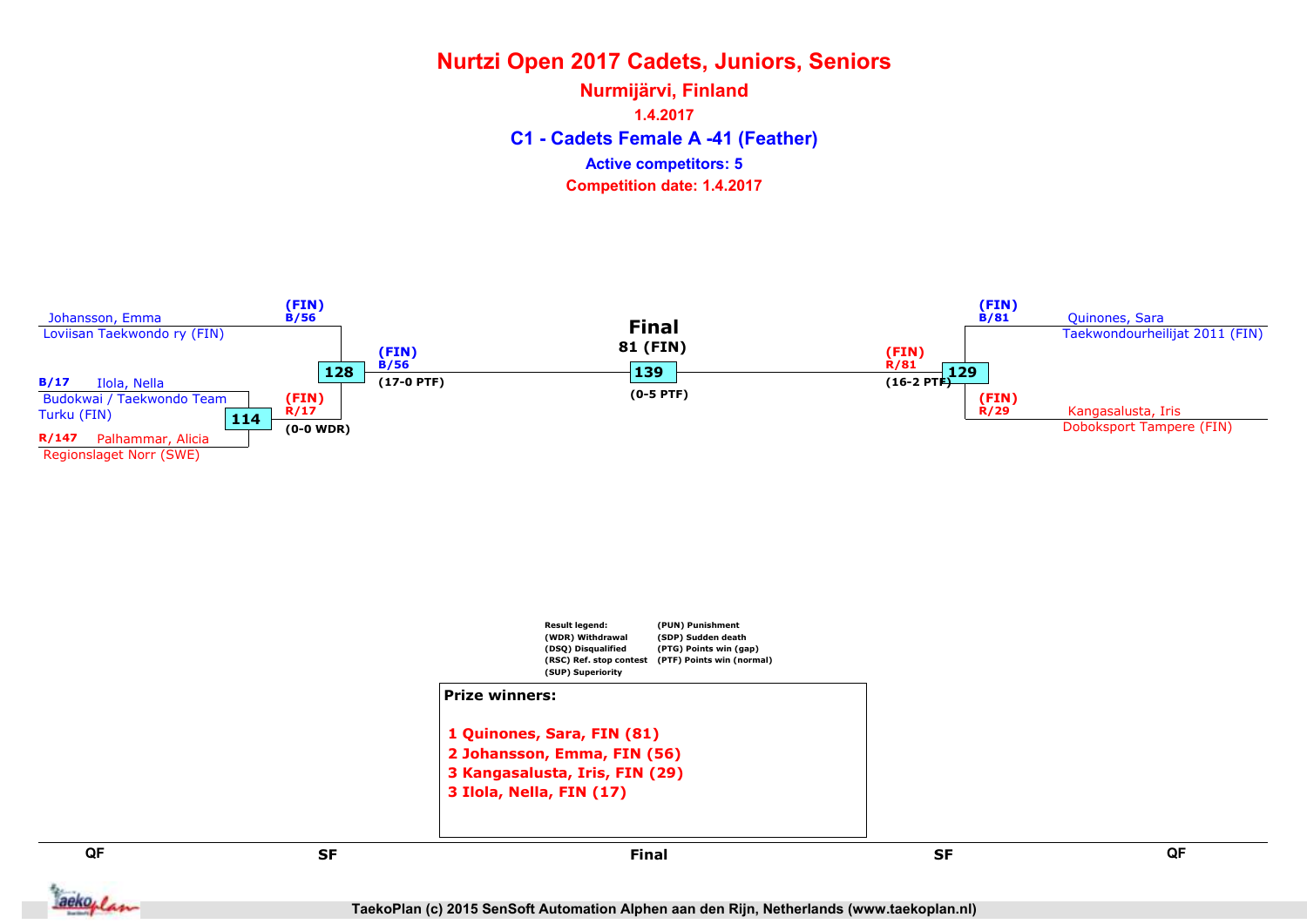# Nurtzi Open 2017 Cadets, Juniors, Seniors

## Nurmijärvi, Finland

1.4.2017

## C1 - Cadets Female A -41 (Feather)

Active competitors: 5

Competition date: 1.4.2017

**QF**

Johansson, Emma
Loviisan Taekwondo ry (FIN)

B/17 Ilola, Nella
Budokwai / Taekwondo Team Turku (FIN)

R/147 Palhammar, Alicia
Regionslaget Norr (SWE)

Match 114: (FIN) R/17 (0-0 WDR)

**SF**

Match 128: (FIN) B/56 vs (FIN) R/17 — (FIN) B/56 (17-0 PTF)

**Final**

81 (FIN)

Match 139: (0-5 PTF)

**SF**

Match 129: (FIN) B/81 vs (FIN) R/29 — (FIN) R/81 (16-2 PTF)

**QF**

Quinones, Sara
Taekwondourheilijat 2011 (FIN)

Kangasalusta, Iris
Doboksport Tampere (FIN)

Result legend:
(WDR) Withdrawal
(DSQ) Disqualified
(RSC) Ref. stop contest
(SUP) Superiority
(PUN) Punishment
(SDP) Sudden death
(PTG) Points win (gap)
(PTF) Points win (normal)

**Prize winners:**

1 Quinones, Sara, FIN (81)
2 Johansson, Emma, FIN (56)
3 Kangasalusta, Iris, FIN (29)
3 Ilola, Nella, FIN (17)

TaekoPlan (c) 2015 SenSoft Automation Alphen aan den Rijn, Netherlands (www.taekoplan.nl)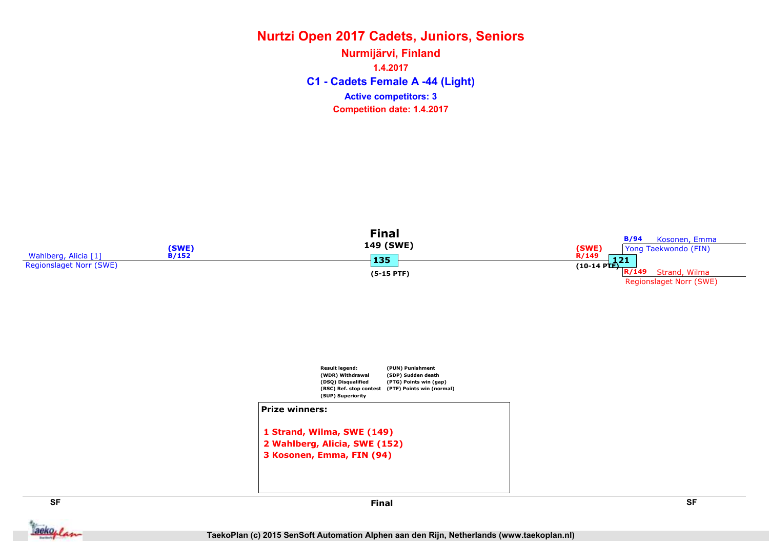# Nurtzi Open 2017 Cadets, Juniors, Seniors

## Nurmijärvi, Finland

1.4.2017

### C1 - Cadets Female A -44 (Light)

Active competitors: 3

Competition date: 1.4.2017

**SF**

Wahlberg, Alicia [1]
Regionslaget Norr (SWE)

(SWE)
B/152

**Final**

149 (SWE)

135

(5-15 PTF)

**SF**

B/94 Kosonen, Emma
Yong Taekwondo (FIN)

(SWE)
R/149

121

(10-14 PTF)

R/149 Strand, Wilma
Regionslaget Norr (SWE)

Result legend:
(WDR) Withdrawal
(DSQ) Disqualified
(RSC) Ref. stop contest
(SUP) Superiority
(PUN) Punishment
(SDP) Sudden death
(PTG) Points win (gap)
(PTF) Points win (normal)

**Prize winners:**

1 Strand, Wilma, SWE (149)
2 Wahlberg, Alicia, SWE (152)
3 Kosonen, Emma, FIN (94)

TaekoPlan (c) 2015 SenSoft Automation Alphen aan den Rijn, Netherlands (www.taekoplan.nl)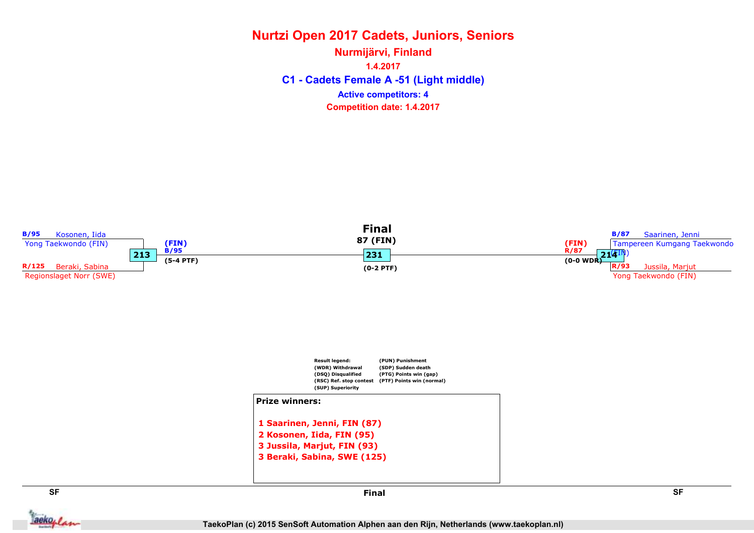# Nurtzi Open 2017 Cadets, Juniors, Seniors

## Nurmijärvi, Finland

**1.4.2017**

## C1 - Cadets Female A -51 (Light middle)

**Active competitors: 4**

**Competition date: 1.4.2017**

### SF (left)

**Match 213**

- B/95 Kosonen, Iida – Yong Taekwondo (FIN)
- R/125 Beraki, Sabina – Regionslaget Norr (SWE)

Winner: (FIN) B/95 (5-4 PTF)

### Final

**Match 231**

87 (FIN)

(0-2 PTF)

### SF (right)

**Match 214**

- B/87 Saarinen, Jenni – Tampereen Kumgang Taekwondo (FIN)
- R/93 Jussila, Marjut – Yong Taekwondo (FIN)

Winner: (FIN) R/87 (0-0 WDR)

**Result legend:**

- (WDR) Withdrawal
- (DSQ) Disqualified
- (RSC) Ref. stop contest
- (SUP) Superiority
- (PUN) Punishment
- (SDP) Sudden death
- (PTG) Points win (gap)
- (PTF) Points win (normal)

**Prize winners:**

1 Saarinen, Jenni, FIN (87)
2 Kosonen, Iida, FIN (95)
3 Jussila, Marjut, FIN (93)
3 Beraki, Sabina, SWE (125)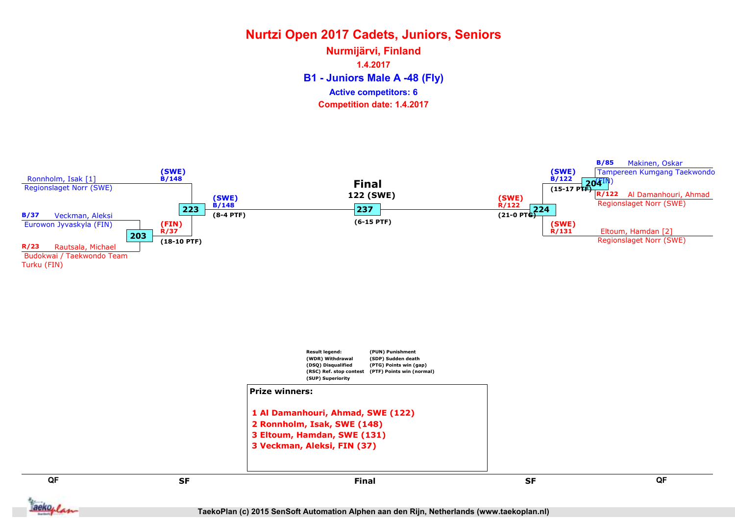# Nurtzi Open 2017 Cadets, Juniors, Seniors

## Nurmijärvi, Finland

1.4.2017

### B1 - Juniors Male A -48 (Fly)

Active competitors: 6

Competition date: 1.4.2017

**QF**

Ronnholm, Isak [1]
Regionslaget Norr (SWE)

B/37 Veckman, Aleksi
Eurowon Jyvaskyla (FIN)

203

R/23 Rautsala, Michael
Budokwai / Taekwondo Team Turku (FIN)

**SF**

(SWE) B/148

223

(FIN) R/37 (18-10 PTF)

(SWE) B/148 (8-4 PTF)

**Final**

122 (SWE)

237

(6-15 PTF)

**SF**

(SWE) R/122 (21-0 PTG)

224

(SWE) B/122 (15-17 PTF)

(SWE) R/131

**QF**

B/85 Makinen, Oskar
Tampereen Kumgang Taekwondo (FIN)

204

R/122 Al Damanhouri, Ahmad
Regionslaget Norr (SWE)

Eltoum, Hamdan [2]
Regionslaget Norr (SWE)

Result legend:
(WDR) Withdrawal
(DSQ) Disqualified
(RSC) Ref. stop contest
(SUP) Superiority
(PUN) Punishment
(SDP) Sudden death
(PTG) Points win (gap)
(PTF) Points win (normal)

**Prize winners:**

1 Al Damanhouri, Ahmad, SWE (122)
2 Ronnholm, Isak, SWE (148)
3 Eltoum, Hamdan, SWE (131)
3 Veckman, Aleksi, FIN (37)

TaekoPlan (c) 2015 SenSoft Automation Alphen aan den Rijn, Netherlands (www.taekoplan.nl)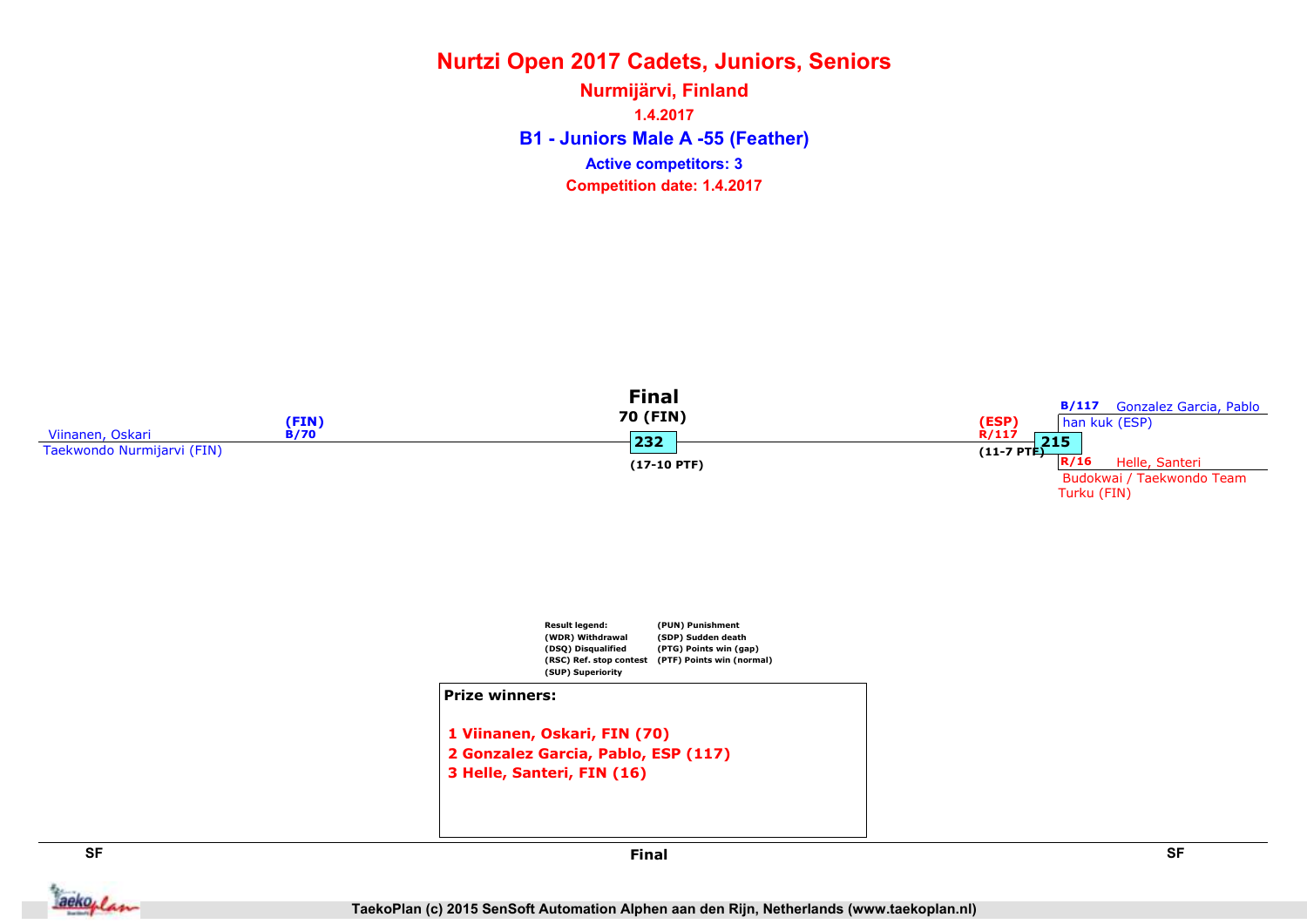# Nurtzi Open 2017 Cadets, Juniors, Seniors

## Nurmijärvi, Finland

1.4.2017

### B1 - Juniors Male A -55 (Feather)

**Active competitors: 3**

**Competition date: 1.4.2017**

**Final**

70 (FIN)

Viinanen, Oskari
Taekwondo Nurmijarvi (FIN)
(FIN) B/70

232
(17-10 PTF)

(ESP) R/117
(11-7 PTF)
215

B/117 Gonzalez Garcia, Pablo
han kuk (ESP)

R/16 Helle, Santeri
Budokwai / Taekwondo Team Turku (FIN)

Result legend:
(WDR) Withdrawal
(DSQ) Disqualified
(RSC) Ref. stop contest
(SUP) Superiority
(PUN) Punishment
(SDP) Sudden death
(PTG) Points win (gap)
(PTF) Points win (normal)

**Prize winners:**

1 Viinanen, Oskari, FIN (70)
2 Gonzalez Garcia, Pablo, ESP (117)
3 Helle, Santeri, FIN (16)

SF | Final | SF

TaekoPlan (c) 2015 SenSoft Automation Alphen aan den Rijn, Netherlands (www.taekoplan.nl)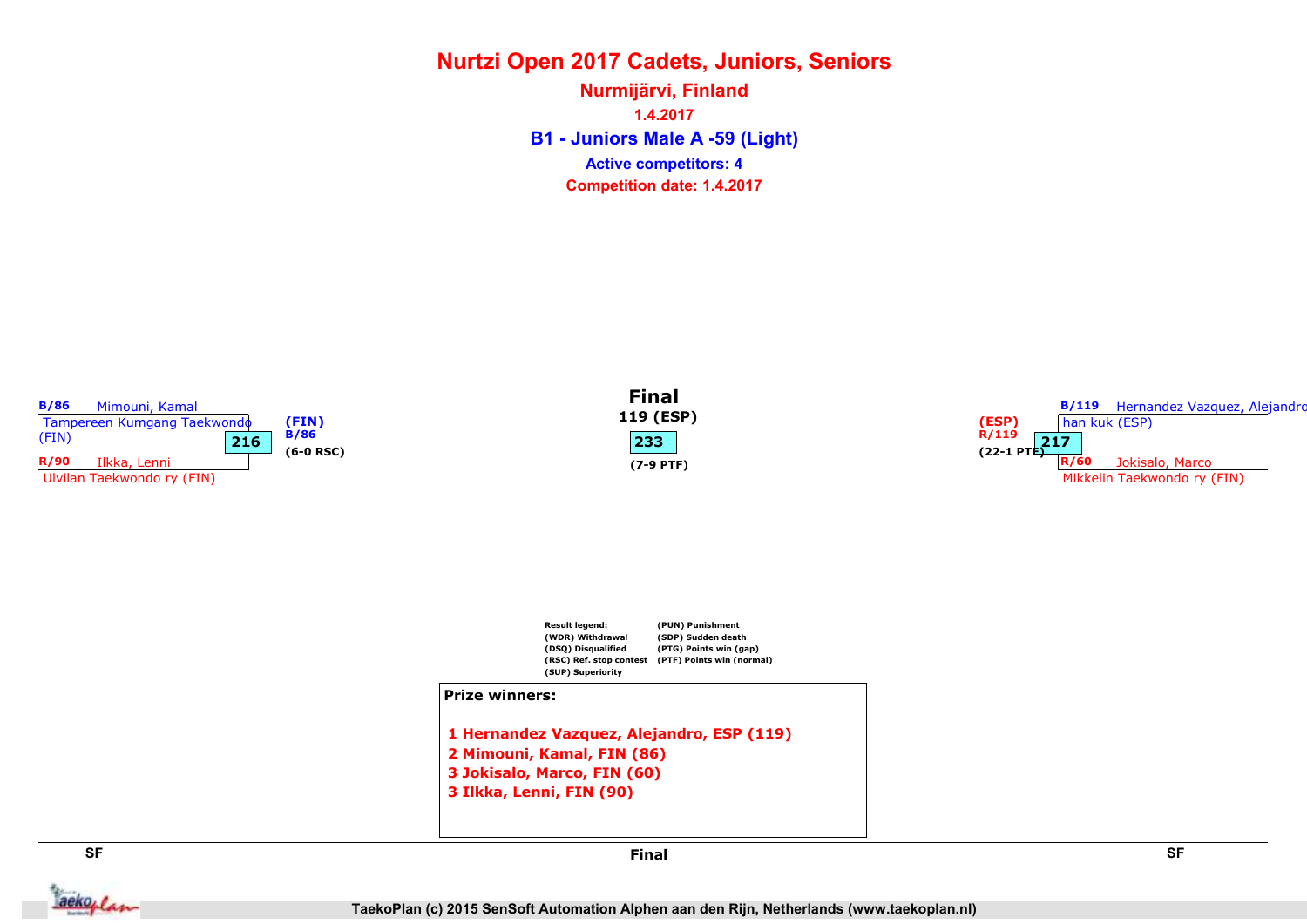# Nurtzi Open 2017 Cadets, Juniors, Seniors

## Nurmijärvi, Finland

1.4.2017

### B1 - Juniors Male A -59 (Light)

Active competitors: 4

Competition date: 1.4.2017

**SF**

B/86 Mimouni, Kamal
Tampereen Kumgang Taekwondo (FIN)

216

R/90 Ilkka, Lenni
Ulvilan Taekwondo ry (FIN)

(FIN)
B/86
(6-0 RSC)

**Final**

119 (ESP)

233

(7-9 PTF)

**SF**

B/119 Hernandez Vazquez, Alejandro
han kuk (ESP)

217

R/60 Jokisalo, Marco
Mikkelin Taekwondo ry (FIN)

(ESP)
R/119
(22-1 PTF)

Result legend:
(WDR) Withdrawal
(DSQ) Disqualified
(RSC) Ref. stop contest
(SUP) Superiority
(PUN) Punishment
(SDP) Sudden death
(PTG) Points win (gap)
(PTF) Points win (normal)

**Prize winners:**

1 Hernandez Vazquez, Alejandro, ESP (119)
2 Mimouni, Kamal, FIN (86)
3 Jokisalo, Marco, FIN (60)
3 Ilkka, Lenni, FIN (90)

TaekoPlan (c) 2015 SenSoft Automation Alphen aan den Rijn, Netherlands (www.taekoplan.nl)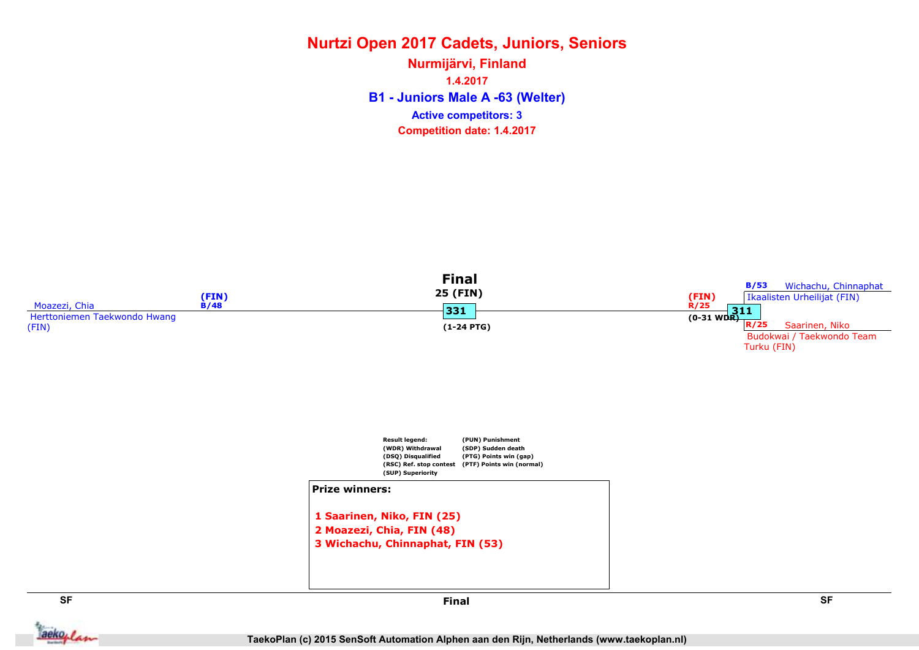# Nurtzi Open 2017 Cadets, Juniors, Seniors

## Nurmijärvi, Finland

**1.4.2017**

## B1 - Juniors Male A -63 (Welter)

**Active competitors: 3**

**Competition date: 1.4.2017**

**Final**

25 (FIN)

Moazezi, Chia
Herttoniemen Taekwondo Hwang (FIN)
(FIN) B/48

331
(1-24 PTG)

(FIN) R/25
311
(0-31 WDR)

B/53 Wichachu, Chinnaphat
Ikaalisten Urheilijat (FIN)

R/25 Saarinen, Niko
Budokwai / Taekwondo Team Turku (FIN)

Result legend:
(WDR) Withdrawal
(DSQ) Disqualified
(RSC) Ref. stop contest
(SUP) Superiority
(PUN) Punishment
(SDP) Sudden death
(PTG) Points win (gap)
(PTF) Points win (normal)

**Prize winners:**

1 Saarinen, Niko, FIN (25)
2 Moazezi, Chia, FIN (48)
3 Wichachu, Chinnaphat, FIN (53)

SF | Final | SF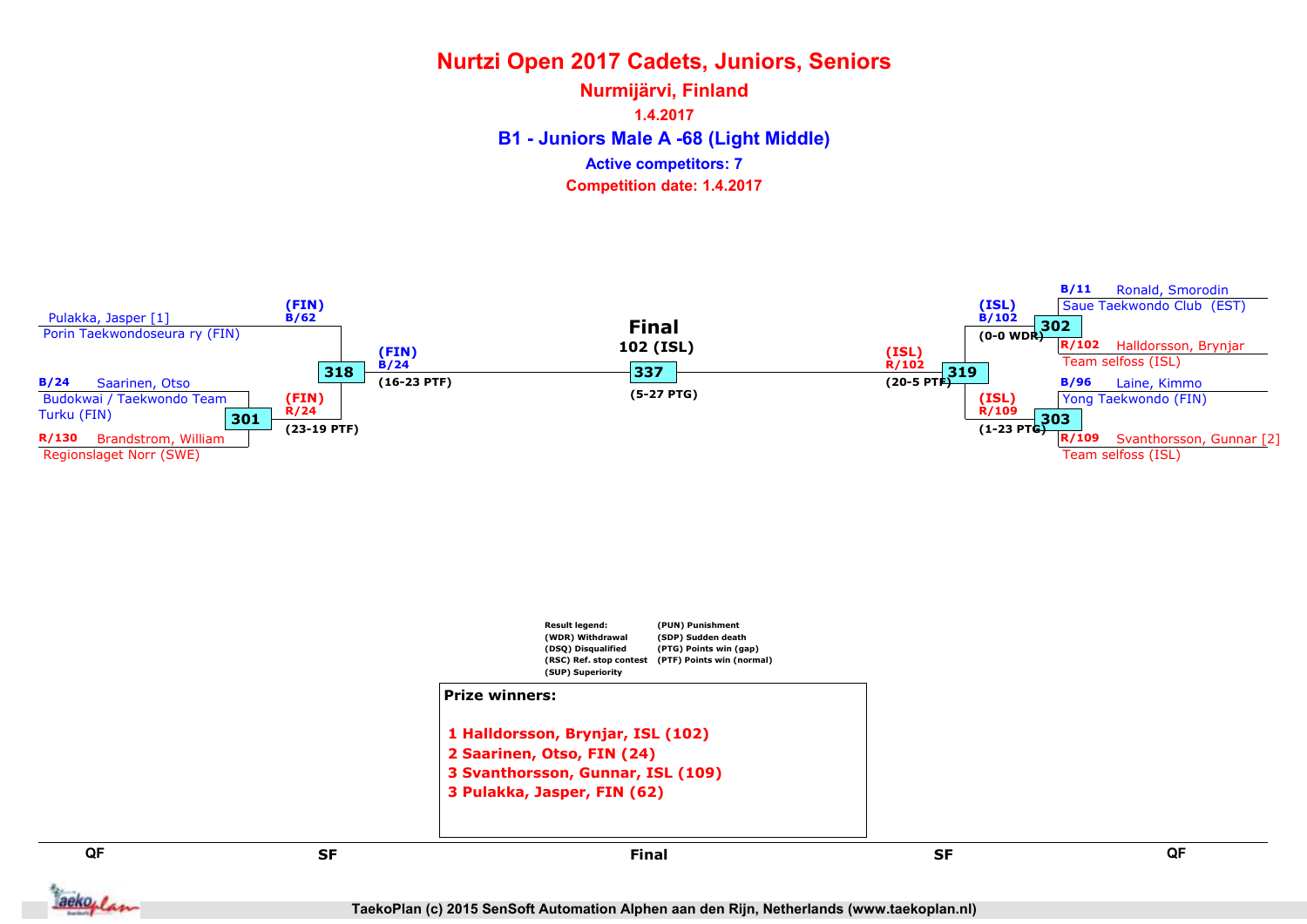# Nurtzi Open 2017 Cadets, Juniors, Seniors

## Nurmijärvi, Finland

1.4.2017

### B1 - Juniors Male A -68 (Light Middle)

**Active competitors: 7**

**Competition date: 1.4.2017**

**QF (left side)**

- Pulakka, Jasper [1] — Porin Taekwondoseura ry (FIN)
- B/24 Saarinen, Otso — Budokwai / Taekwondo Team Turku (FIN)
- R/130 Brandstrom, William — Regionslaget Norr (SWE)

Match 301: (FIN) R/24 (23-19 PTF)

**SF (left side)**

Match 318: (FIN) B/62 vs (FIN) R/24 — Winner (FIN) B/24 (16-23 PTF)

**Final**

Match 337: 102 (ISL) (5-27 PTG)

**SF (right side)**

Match 319: (ISL) B/102 vs (ISL) R/109 — Winner (ISL) R/102 (20-5 PTF)

**QF (right side)**

- B/11 Ronald, Smorodin — Saue Taekwondo Club (EST)
- R/102 Halldorsson, Brynjar — Team selfoss (ISL)

Match 302: (ISL) B/102 (0-0 WDR)

- B/96 Laine, Kimmo — Yong Taekwondo (FIN)
- R/109 Svanthorsson, Gunnar [2] — Team selfoss (ISL)

Match 303: (ISL) R/109 (1-23 PTG)

Result legend:

- (WDR) Withdrawal
- (DSQ) Disqualified
- (RSC) Ref. stop contest
- (SUP) Superiority
- (PUN) Punishment
- (SDP) Sudden death
- (PTG) Points win (gap)
- (PTF) Points win (normal)

**Prize winners:**

1. Halldorsson, Brynjar, ISL (102)
2. Saarinen, Otso, FIN (24)
3. Svanthorsson, Gunnar, ISL (109)
3. Pulakka, Jasper, FIN (62)

QF | SF | Final | SF | QF

TaekoPlan (c) 2015 SenSoft Automation Alphen aan den Rijn, Netherlands (www.taekoplan.nl)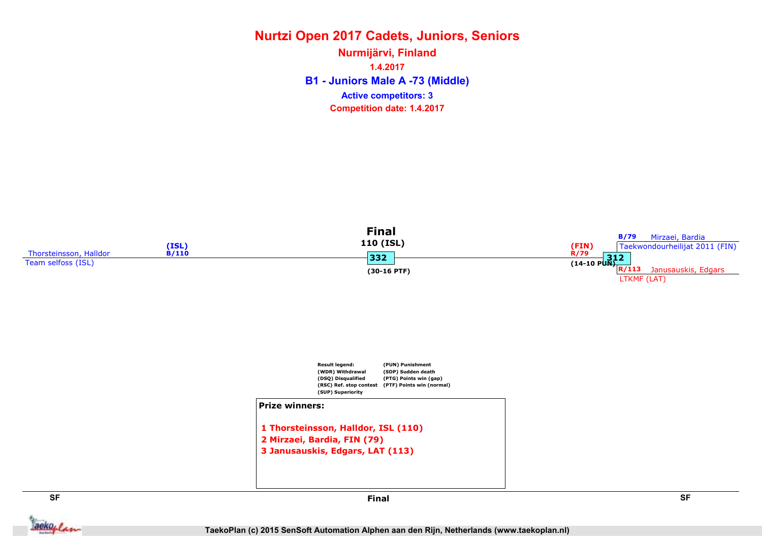# Nurtzi Open 2017 Cadets, Juniors, Seniors

## Nurmijärvi, Finland

1.4.2017

### B1 - Juniors Male A -73 (Middle)

Active competitors: 3

Competition date: 1.4.2017

**Final**

110 (ISL)

332

(30-16 PTF)

Thorsteinsson, Halldor
Team selfoss (ISL)

(ISL)
B/110

(FIN)
R/79

312

(14-10 PUN)

B/79 Mirzaei, Bardia
Taekwondourheilijat 2011 (FIN)

R/113 Janusauskis, Edgars
LTKMF (LAT)

Result legend:
(WDR) Withdrawal
(DSQ) Disqualified
(RSC) Ref. stop contest
(SUP) Superiority
(PUN) Punishment
(SDP) Sudden death
(PTG) Points win (gap)
(PTF) Points win (normal)

**Prize winners:**

1 Thorsteinsson, Halldor, ISL (110)
2 Mirzaei, Bardia, FIN (79)
3 Janusauskis, Edgars, LAT (113)

SF | Final | SF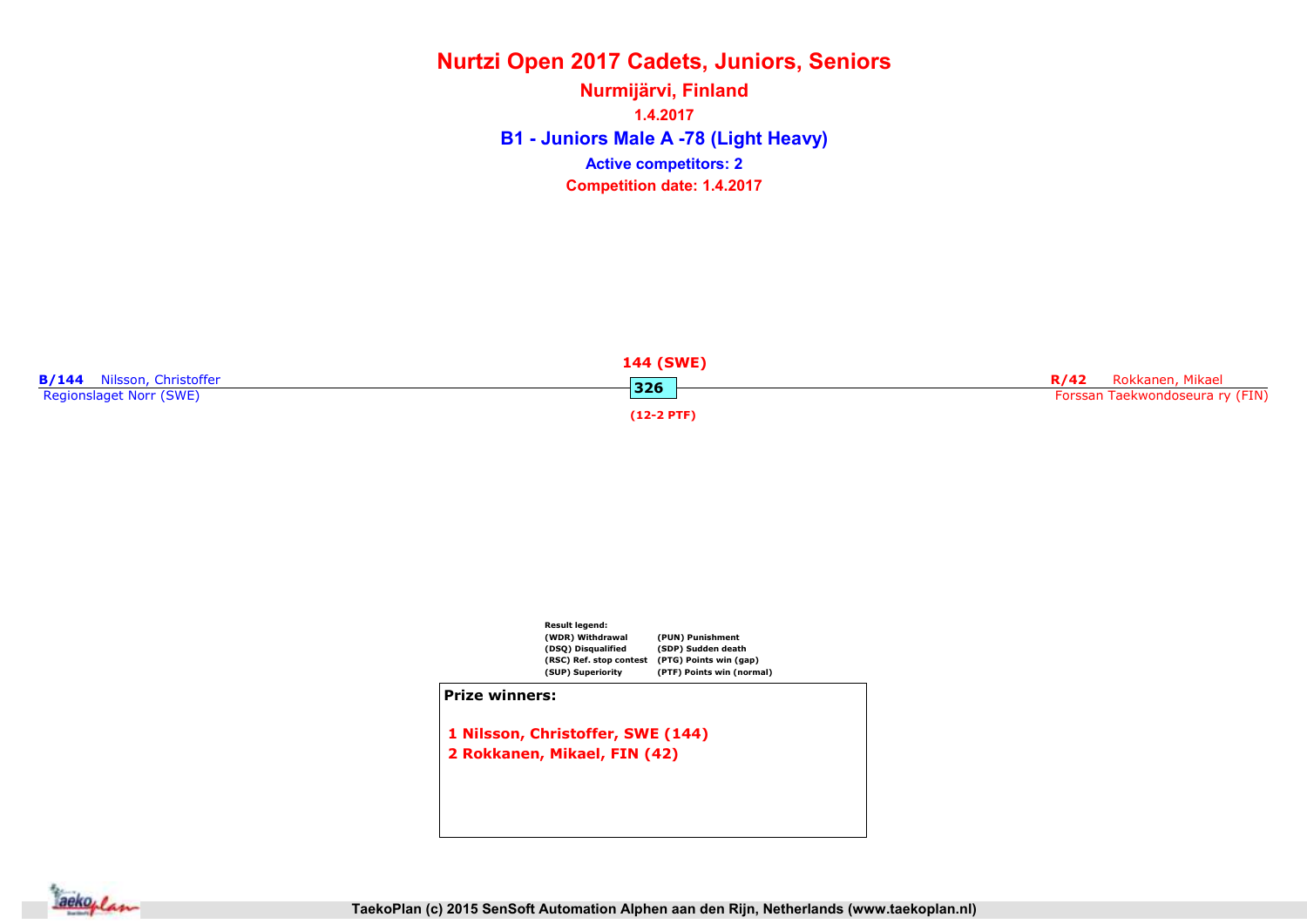# Nurtzi Open 2017 Cadets, Juniors, Seniors

## Nurmijärvi, Finland

1.4.2017

## B1 - Juniors Male A -78 (Light Heavy)

**Active competitors: 2**

**Competition date: 1.4.2017**

**B/144** Nilsson, Christoffer
Regionslaget Norr (SWE)

**144 (SWE)**

**326**

**(12-2 PTF)**

**R/42** Rokkanen, Mikael
Forssan Taekwondoseura ry (FIN)

**Result legend:**

| | |
|---|---|
| (WDR) Withdrawal | (PUN) Punishment |
| (DSQ) Disqualified | (SDP) Sudden death |
| (RSC) Ref. stop contest | (PTG) Points win (gap) |
| (SUP) Superiority | (PTF) Points win (normal) |

**Prize winners:**

1 Nilsson, Christoffer, SWE (144)
2 Rokkanen, Mikael, FIN (42)

TaekoPlan (c) 2015 SenSoft Automation Alphen aan den Rijn, Netherlands (www.taekoplan.nl)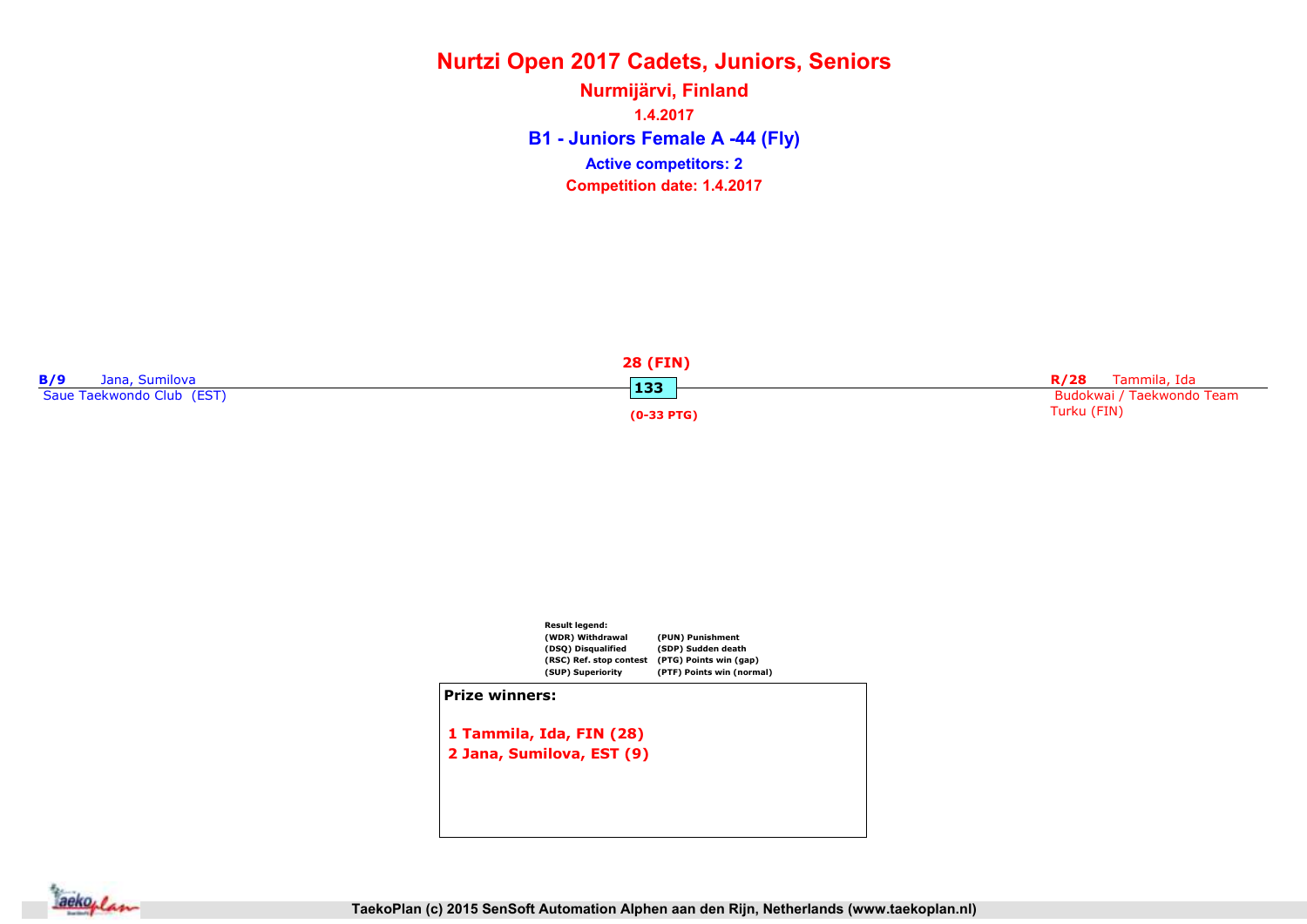# Nurtzi Open 2017 Cadets, Juniors, Seniors

## Nurmijärvi, Finland

1.4.2017

### B1 - Juniors Female A -44 (Fly)

**Active competitors: 2**

**Competition date: 1.4.2017**

**B/9** Jana, Sumilova
Saue Taekwondo Club (EST)

**28 (FIN)**

133

(0-33 PTG)

**R/28** Tammila, Ida
Budokwai / Taekwondo Team Turku (FIN)

Result legend:

| | |
|---|---|
| (WDR) Withdrawal | (PUN) Punishment |
| (DSQ) Disqualified | (SDP) Sudden death |
| (RSC) Ref. stop contest | (PTG) Points win (gap) |
| (SUP) Superiority | (PTF) Points win (normal) |

**Prize winners:**

1 Tammila, Ida, FIN (28)
2 Jana, Sumilova, EST (9)

TaekoPlan (c) 2015 SenSoft Automation Alphen aan den Rijn, Netherlands (www.taekoplan.nl)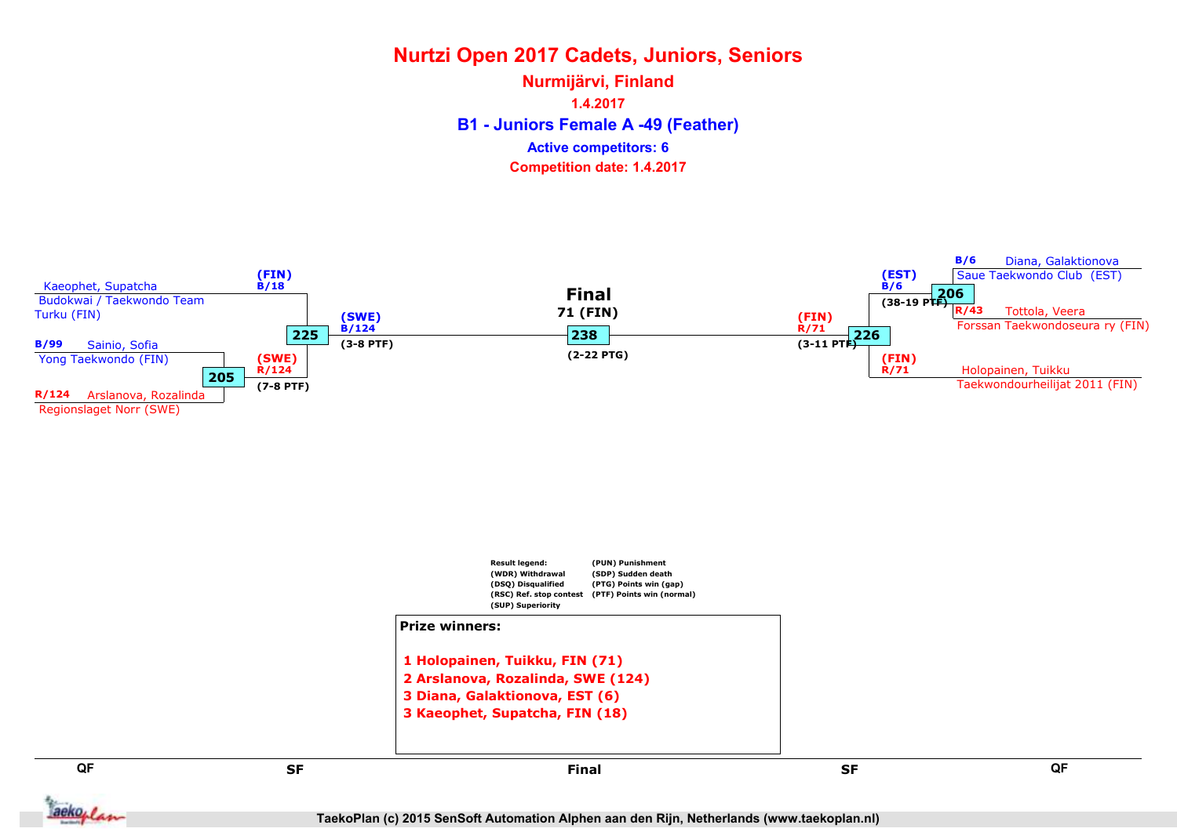# Nurtzi Open 2017 Cadets, Juniors, Seniors

## Nurmijärvi, Finland

1.4.2017

### B1 - Juniors Female A -49 (Feather)

Active competitors: 6

Competition date: 1.4.2017

**Left side (QF / SF):**

- B/18 Kaeophet, Supatcha — Budokwai / Taekwondo Team Turku (FIN)
- B/99 Sainio, Sofia — Yong Taekwondo (FIN)
- R/124 Arslanova, Rozalinda — Regionslaget Norr (SWE)

Match 205: (SWE) R/124 (7-8 PTF)

Match 225: (FIN) B/18 vs (SWE) R/124 — winner (SWE) B/124 (3-8 PTF)

**Final**

71 (FIN)

Match 238 (2-22 PTG)

**Right side (SF / QF):**

- B/6 Diana, Galaktionova — Saue Taekwondo Club (EST)
- R/43 Tottola, Veera — Forssan Taekwondoseura ry (FIN)
- R/71 Holopainen, Tuikku — Taekwondourheilijat 2011 (FIN)

Match 206: (EST) B/6 (38-19 PTF)

Match 226: (EST) B/6 vs (FIN) R/71 — winner (FIN) R/71 (3-11 PTF)

Result legend:

- (WDR) Withdrawal
- (DSQ) Disqualified
- (RSC) Ref. stop contest
- (SUP) Superiority
- (PUN) Punishment
- (SDP) Sudden death
- (PTG) Points win (gap)
- (PTF) Points win (normal)

**Prize winners:**

1 Holopainen, Tuikku, FIN (71)
2 Arslanova, Rozalinda, SWE (124)
3 Diana, Galaktionova, EST (6)
3 Kaeophet, Supatcha, FIN (18)

QF | SF | Final | SF | QF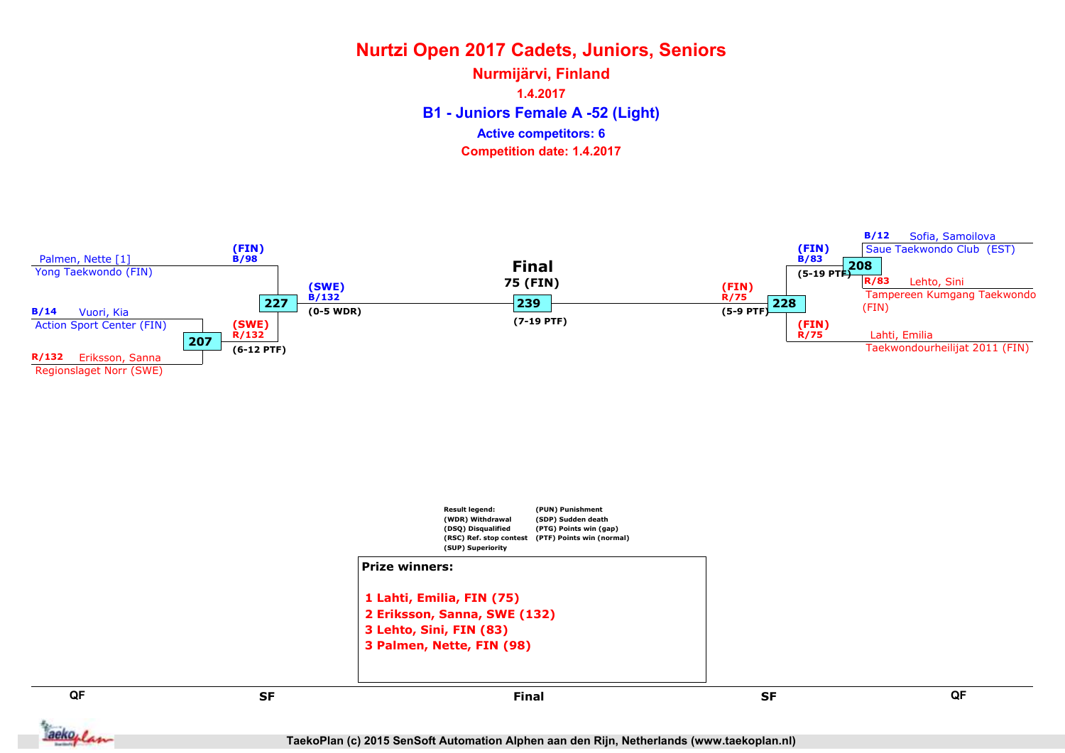# Nurtzi Open 2017 Cadets, Juniors, Seniors

## Nurmijärvi, Finland

1.4.2017

### B1 - Juniors Female A -52 (Light)

Active competitors: 6

Competition date: 1.4.2017

**QF**

Palmen, Nette [1]
Yong Taekwondo (FIN)

B/14 Vuori, Kia
Action Sport Center (FIN)

R/132 Eriksson, Sanna
Regionslaget Norr (SWE)

207 — (SWE) R/132 (6-12 PTF)

**SF**

227 — (FIN) B/98 vs (SWE) R/132 — (SWE) B/132 (0-5 WDR)

**Final**

239 — 75 (FIN) (7-19 PTF)

**SF**

228 — (FIN) B/83 vs (FIN) R/75 — (FIN) R/75 (5-9 PTF)

**QF**

B/12 Sofia, Samoilova
Saue Taekwondo Club (EST)

R/83 Lehto, Sini
Tampereen Kumgang Taekwondo (FIN)

208 — (FIN) B/83 (5-19 PTF)

Lahti, Emilia
Taekwondourheilijat 2011 (FIN)

Result legend:
(WDR) Withdrawal
(DSQ) Disqualified
(RSC) Ref. stop contest
(SUP) Superiority
(PUN) Punishment
(SDP) Sudden death
(PTG) Points win (gap)
(PTF) Points win (normal)

**Prize winners:**

1 Lahti, Emilia, FIN (75)
2 Eriksson, Sanna, SWE (132)
3 Lehto, Sini, FIN (83)
3 Palmen, Nette, FIN (98)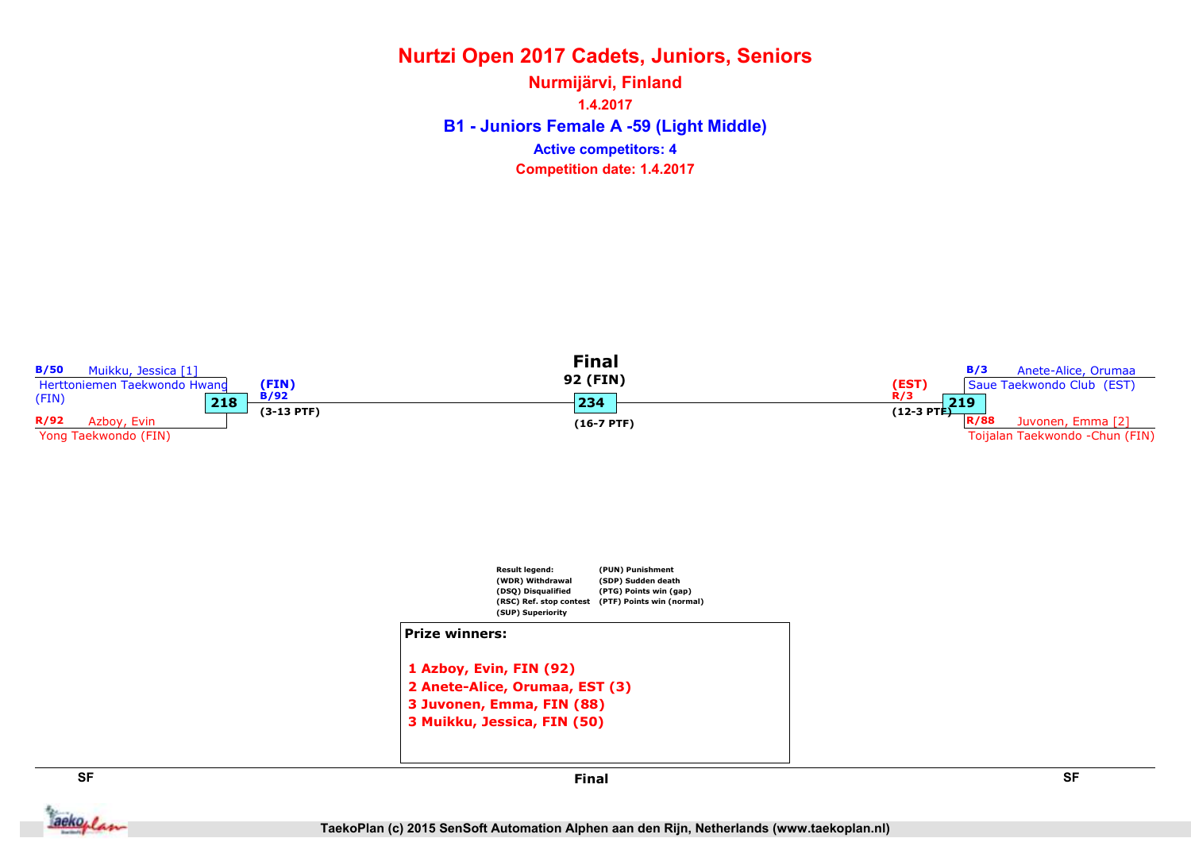# Nurtzi Open 2017 Cadets, Juniors, Seniors

## Nurmijärvi, Finland

1.4.2017

### B1 - Juniors Female A -59 (Light Middle)

Active competitors: 4

Competition date: 1.4.2017

**SF (left)**

B/50 Muikku, Jessica [1]
Herttoniemen Taekwondo Hwang (FIN)

**218**

R/92 Azboy, Evin
Yong Taekwondo (FIN)

(FIN)
B/92
(3-13 PTF)

**Final**

92 (FIN)

**234**

(16-7 PTF)

**SF (right)**

B/3 Anete-Alice, Orumaa
Saue Taekwondo Club (EST)

**219**

R/88 Juvonen, Emma [2]
Toijalan Taekwondo -Chun (FIN)

(EST)
R/3
(12-3 PTF)

Result legend:
(WDR) Withdrawal
(DSQ) Disqualified
(RSC) Ref. stop contest
(SUP) Superiority
(PUN) Punishment
(SDP) Sudden death
(PTG) Points win (gap)
(PTF) Points win (normal)

**Prize winners:**

1 Azboy, Evin, FIN (92)
2 Anete-Alice, Orumaa, EST (3)
3 Juvonen, Emma, FIN (88)
3 Muikku, Jessica, FIN (50)

SF | Final | SF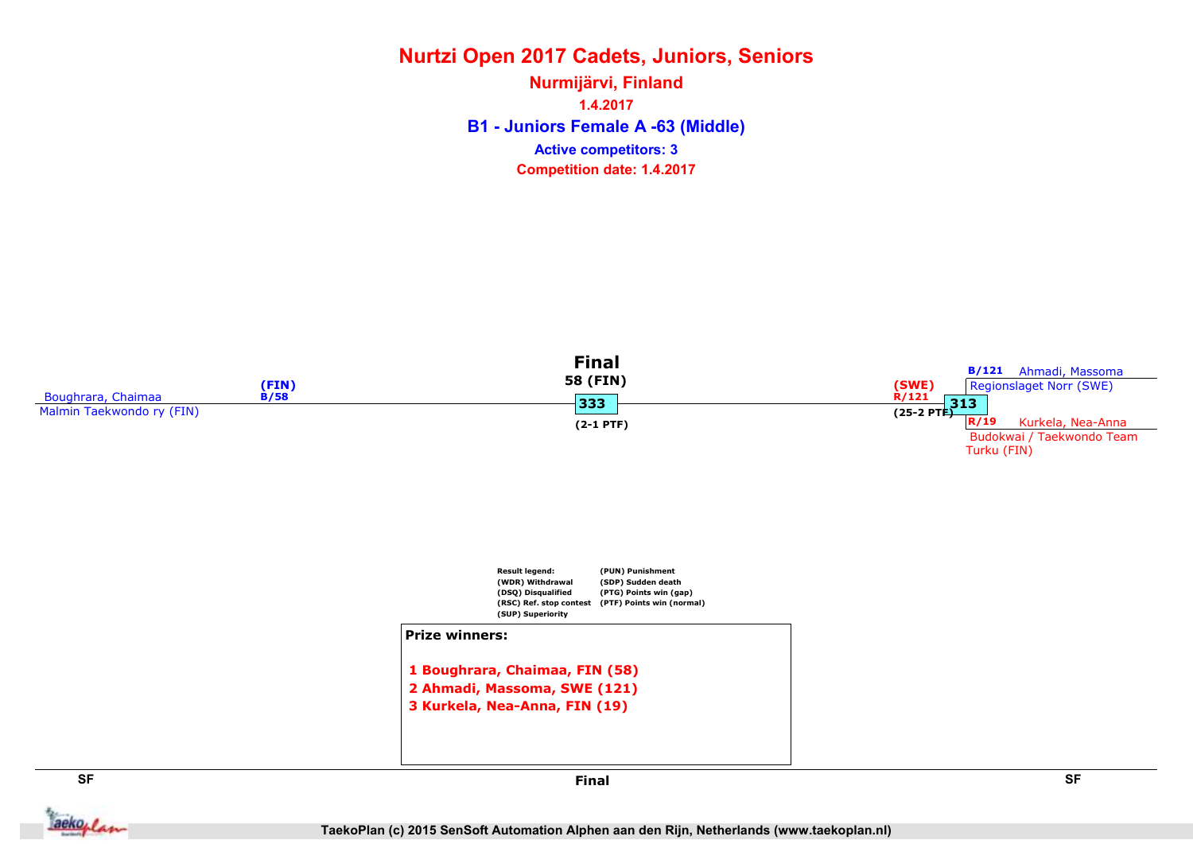# Nurtzi Open 2017 Cadets, Juniors, Seniors

## Nurmijärvi, Finland

1.4.2017

### B1 - Juniors Female A -63 (Middle)

Active competitors: 3

Competition date: 1.4.2017

**SF**

Boughrara, Chaimaa
Malmin Taekwondo ry (FIN)

(FIN)
B/58

**Final**

58 (FIN)

333

(2-1 PTF)

**SF**

B/121 Ahmadi, Massoma
Regionslaget Norr (SWE)

313

R/19 Kurkela, Nea-Anna
Budokwai / Taekwondo Team Turku (FIN)

(SWE)
R/121
(25-2 PTF)

Result legend:
(WDR) Withdrawal
(DSQ) Disqualified
(RSC) Ref. stop contest
(SUP) Superiority
(PUN) Punishment
(SDP) Sudden death
(PTG) Points win (gap)
(PTF) Points win (normal)

**Prize winners:**

1 Boughrara, Chaimaa, FIN (58)
2 Ahmadi, Massoma, SWE (121)
3 Kurkela, Nea-Anna, FIN (19)

TaekoPlan (c) 2015 SenSoft Automation Alphen aan den Rijn, Netherlands (www.taekoplan.nl)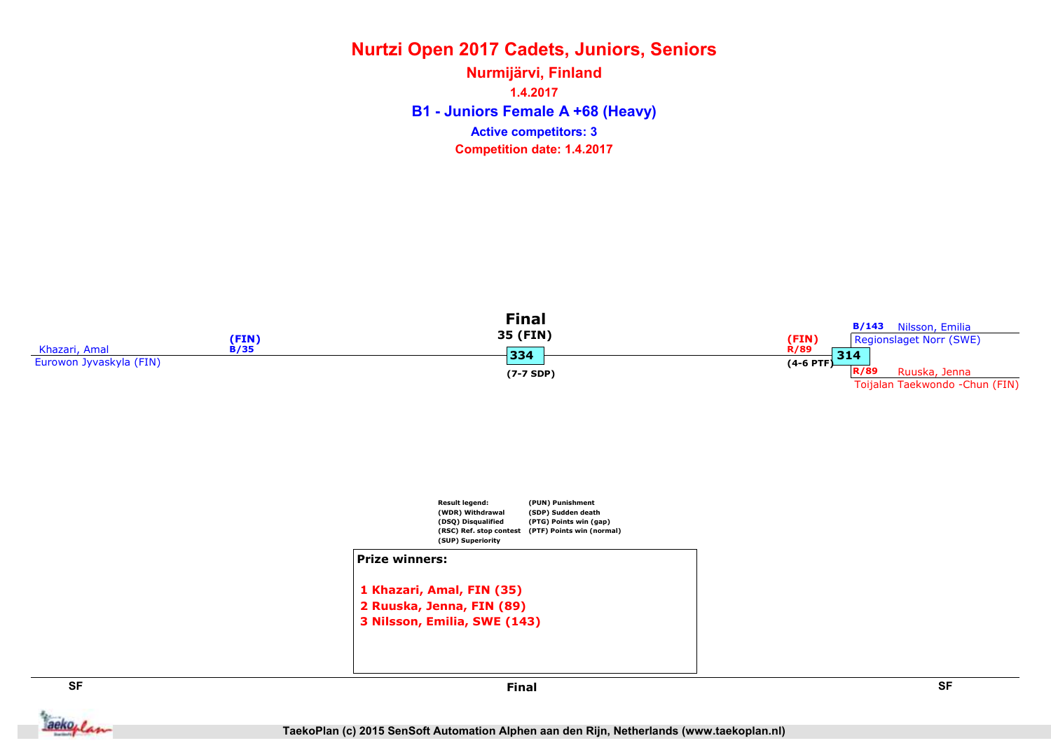# Nurtzi Open 2017 Cadets, Juniors, Seniors

## Nurmijärvi, Finland

1.4.2017

### B1 - Juniors Female A +68 (Heavy)

Active competitors: 3

Competition date: 1.4.2017

**Final**

35 (FIN)

Khazari, Amal (FIN) B/35
Eurowon Jyvaskyla (FIN)

334
(7-7 SDP)

(FIN) R/89
(4-6 PTF)

314

B/143 Nilsson, Emilia
Regionslaget Norr (SWE)

R/89 Ruuska, Jenna
Toijalan Taekwondo -Chun (FIN)

Result legend:
(WDR) Withdrawal
(DSQ) Disqualified
(RSC) Ref. stop contest
(SUP) Superiority
(PUN) Punishment
(SDP) Sudden death
(PTG) Points win (gap)
(PTF) Points win (normal)

**Prize winners:**

1 Khazari, Amal, FIN (35)
2 Ruuska, Jenna, FIN (89)
3 Nilsson, Emilia, SWE (143)

SF | Final | SF

TaekoPlan (c) 2015 SenSoft Automation Alphen aan den Rijn, Netherlands (www.taekoplan.nl)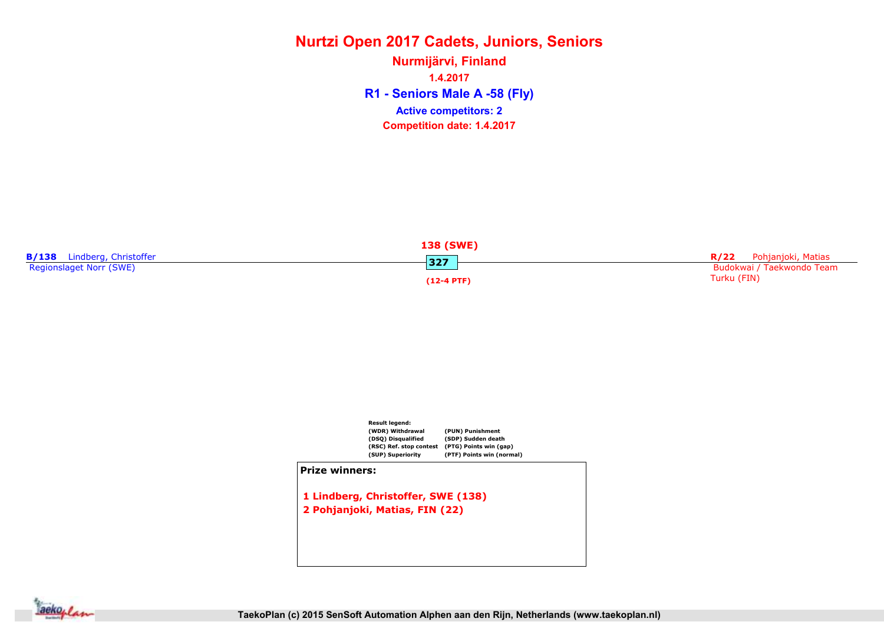# Nurtzi Open 2017 Cadets, Juniors, Seniors

## Nurmijärvi, Finland

1.4.2017

## R1 - Seniors Male A -58 (Fly)

**Active competitors: 2**

**Competition date: 1.4.2017**

**B/138** Lindberg, Christoffer
Regionslaget Norr (SWE)

**138 (SWE)**
327
**(12-4 PTF)**

**R/22** Pohjanjoki, Matias
Budokwai / Taekwondo Team Turku (FIN)

Result legend:

| | |
|---|---|
| (WDR) Withdrawal | (PUN) Punishment |
| (DSQ) Disqualified | (SDP) Sudden death |
| (RSC) Ref. stop contest | (PTG) Points win (gap) |
| (SUP) Superiority | (PTF) Points win (normal) |

**Prize winners:**

1 Lindberg, Christoffer, SWE (138)
2 Pohjanjoki, Matias, FIN (22)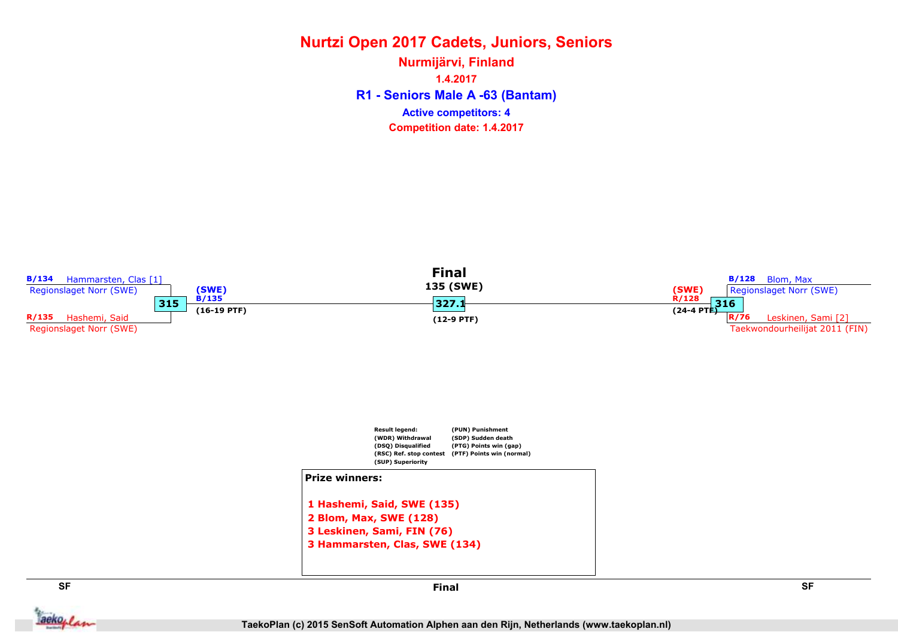# Nurtzi Open 2017 Cadets, Juniors, Seniors

## Nurmijärvi, Finland

1.4.2017

### R1 - Seniors Male A -63 (Bantam)

Active competitors: 4

Competition date: 1.4.2017

**B/134** Hammarsten, Clas [1]
Regionslaget Norr (SWE)

**315**

**R/135** Hashemi, Said
Regionslaget Norr (SWE)

(SWE)
B/135
(16-19 PTF)

**Final**

135 (SWE)

**327.1**

(12-9 PTF)

(SWE)
R/128
(24-4 PTF)

**316**

**B/128** Blom, Max
Regionslaget Norr (SWE)

**R/76** Leskinen, Sami [2]
Taekwondourheilijat 2011 (FIN)

Result legend:
(WDR) Withdrawal
(DSQ) Disqualified
(RSC) Ref. stop contest
(SUP) Superiority
(PUN) Punishment
(SDP) Sudden death
(PTG) Points win (gap)
(PTF) Points win (normal)

**Prize winners:**

1 Hashemi, Said, SWE (135)
2 Blom, Max, SWE (128)
3 Leskinen, Sami, FIN (76)
3 Hammarsten, Clas, SWE (134)

SF | Final | SF

TaekoPlan (c) 2015 SenSoft Automation Alphen aan den Rijn, Netherlands (www.taekoplan.nl)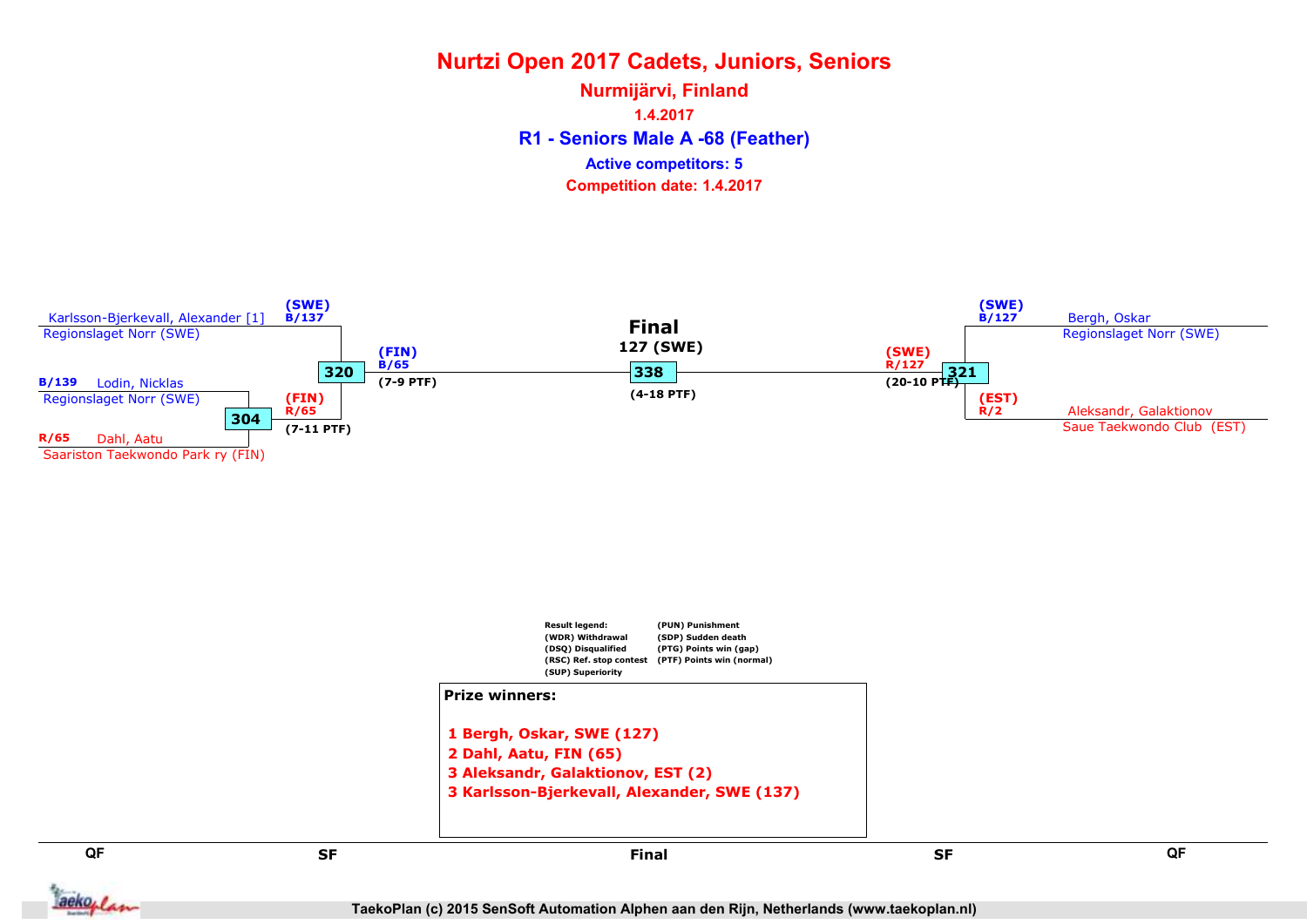# Nurtzi Open 2017 Cadets, Juniors, Seniors

## Nurmijärvi, Finland

1.4.2017

## R1 - Seniors Male A -68 (Feather)

Active competitors: 5

Competition date: 1.4.2017

Karlsson-Bjerkevall, Alexander [1]
Regionslaget Norr (SWE)

(SWE)
B/137

B/139 Lodin, Nicklas
Regionslaget Norr (SWE)

304

(FIN)
R/65

(7-11 PTF)

R/65 Dahl, Aatu
Saariston Taekwondo Park ry (FIN)

320

(FIN)
B/65

(7-9 PTF)

**Final**

127 (SWE)

338

(4-18 PTF)

(SWE)
R/127

(20-10 PTF)

321

(SWE)
B/127

Bergh, Oskar
Regionslaget Norr (SWE)

(EST)
R/2

Aleksandr, Galaktionov
Saue Taekwondo Club (EST)

Result legend:
(WDR) Withdrawal
(DSQ) Disqualified
(RSC) Ref. stop contest
(SUP) Superiority
(PUN) Punishment
(SDP) Sudden death
(PTG) Points win (gap)
(PTF) Points win (normal)

**Prize winners:**

1 Bergh, Oskar, SWE (127)
2 Dahl, Aatu, FIN (65)
3 Aleksandr, Galaktionov, EST (2)
3 Karlsson-Bjerkevall, Alexander, SWE (137)

QF | SF | Final | SF | QF

TaekoPlan (c) 2015 SenSoft Automation Alphen aan den Rijn, Netherlands (www.taekoplan.nl)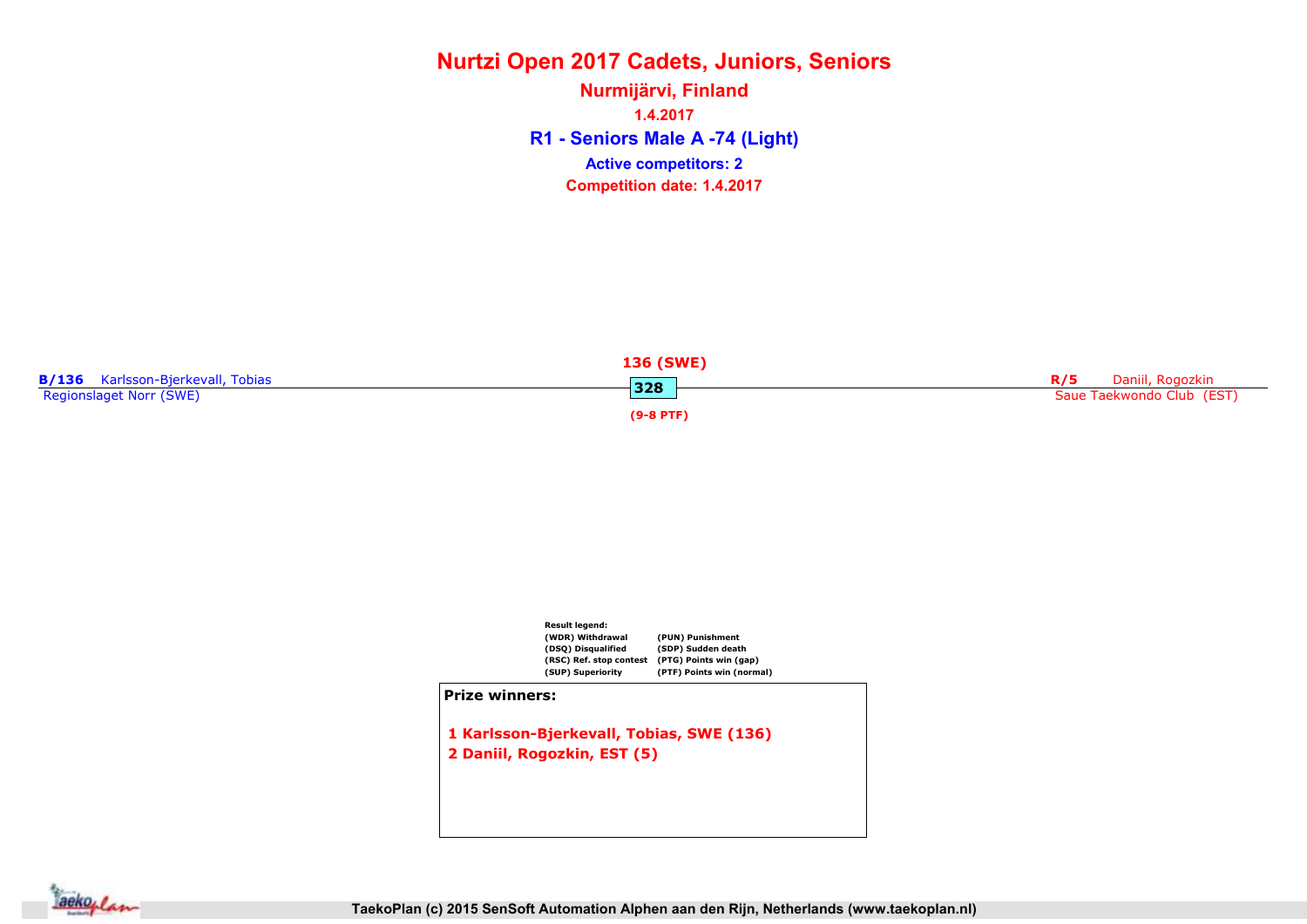# Nurtzi Open 2017 Cadets, Juniors, Seniors

## Nurmijärvi, Finland

1.4.2017

### R1 - Seniors Male A -74 (Light)

Active competitors: 2

Competition date: 1.4.2017

**B/136** Karlsson-Bjerkevall, Tobias
Regionslaget Norr (SWE)

**136 (SWE)**
328
(9-8 PTF)

**R/5** Daniil, Rogozkin
Saue Taekwondo Club (EST)

Result legend:
(WDR) Withdrawal
(DSQ) Disqualified
(RSC) Ref. stop contest
(SUP) Superiority
(PUN) Punishment
(SDP) Sudden death
(PTG) Points win (gap)
(PTF) Points win (normal)

**Prize winners:**

1 Karlsson-Bjerkevall, Tobias, SWE (136)
2 Daniil, Rogozkin, EST (5)

TaekoPlan (c) 2015 SenSoft Automation Alphen aan den Rijn, Netherlands (www.taekoplan.nl)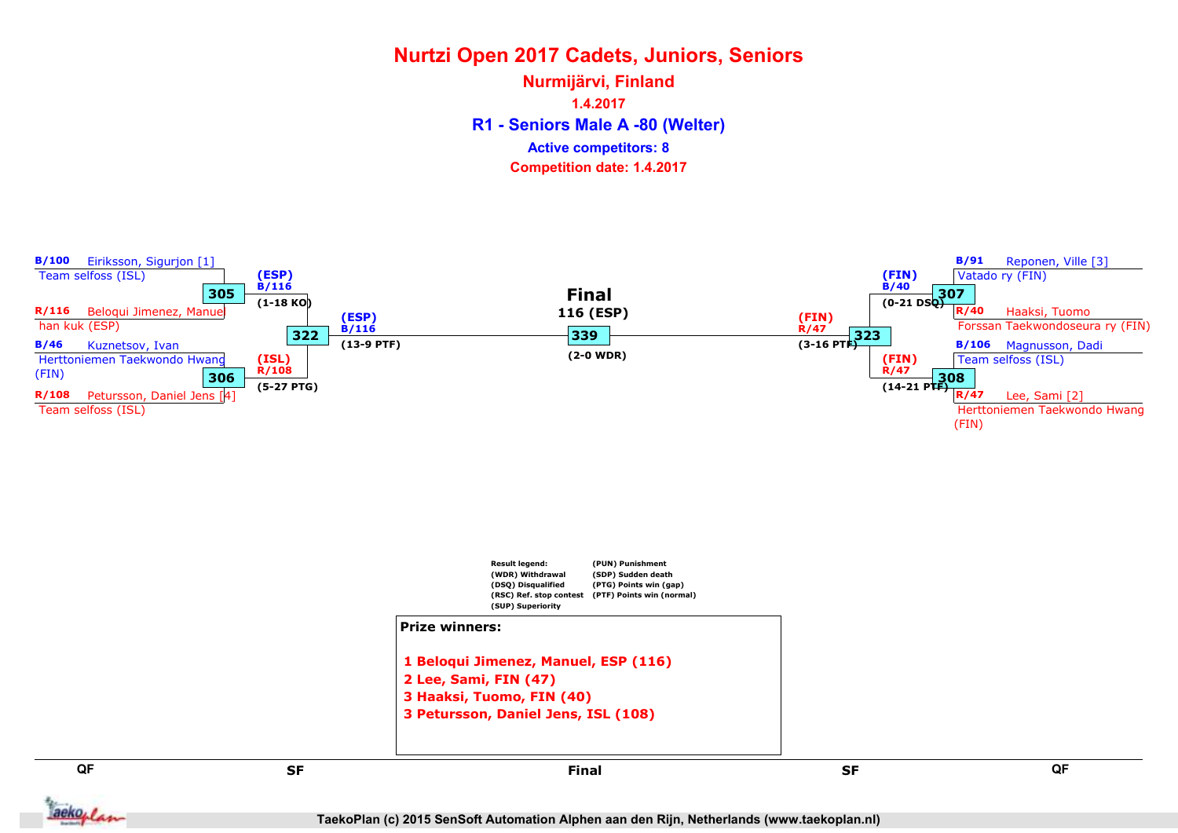# Nurtzi Open 2017 Cadets, Juniors, Seniors

## Nurmijärvi, Finland

**1.4.2017**

## R1 - Seniors Male A -80 (Welter)

**Active competitors: 8**

**Competition date: 1.4.2017**

### QF (left)

- **B/100** Eiriksson, Sigurjon [1] — Team selfoss (ISL)
- **R/116** Beloqui Jimenez, Manuel — han kuk (ESP)

Match 305: **(ESP) B/116** (1-18 KO)

- **B/46** Kuznetsov, Ivan — Herttoniemen Taekwondo Hwang (FIN)
- **R/108** Petursson, Daniel Jens [4] — Team selfoss (ISL)

Match 306: **(ISL) R/108** (5-27 PTG)

### SF (left)

Match 322: **(ESP) B/116** (13-9 PTF)

### Final

Match 339: **116 (ESP)** (2-0 WDR)

### SF (right)

Match 323: **(FIN) R/47** (3-16 PTF)

### QF (right)

- **B/91** Reponen, Ville [3] — Vatado ry (FIN)
- **R/40** Haaksi, Tuomo — Forssan Taekwondoseura ry (FIN)

Match 307: **(FIN) B/40** (0-21 DSQ)

- **B/106** Magnusson, Dadi — Team selfoss (ISL)
- **R/47** Lee, Sami [2] — Herttoniemen Taekwondo Hwang (FIN)

Match 308: **(FIN) R/47** (14-21 PTF)

**Result legend:**

| | |
|---|---|
| (WDR) Withdrawal | (PUN) Punishment |
| (DSQ) Disqualified | (SDP) Sudden death |
| (RSC) Ref. stop contest | (PTG) Points win (gap) |
| (SUP) Superiority | (PTF) Points win (normal) |

**Prize winners:**

1. Beloqui Jimenez, Manuel, ESP (116)
2. Lee, Sami, FIN (47)
3. Haaksi, Tuomo, FIN (40)
3. Petursson, Daniel Jens, ISL (108)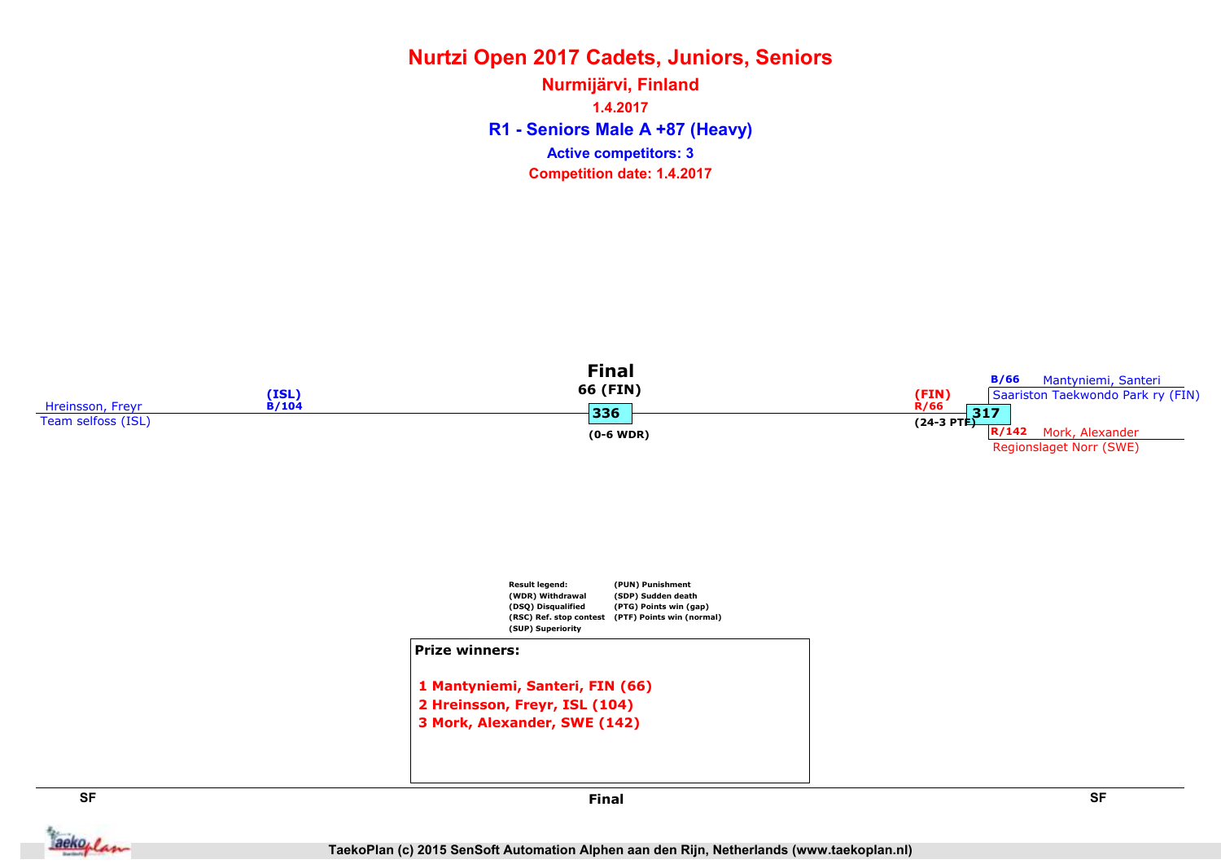# Nurtzi Open 2017 Cadets, Juniors, Seniors

## Nurmijärvi, Finland

1.4.2017

### R1 - Seniors Male A +87 (Heavy)

Active competitors: 3

Competition date: 1.4.2017

**SF**

Hreinsson, Freyr
Team selfoss (ISL)
(ISL)
B/104

**Final**

66 (FIN)

336

(0-6 WDR)

**SF**

B/66 Mantyniemi, Santeri
Saariston Taekwondo Park ry (FIN)

(FIN)
R/66
(24-3 PTF)

317

R/142 Mork, Alexander
Regionslaget Norr (SWE)

Result legend:
(WDR) Withdrawal
(DSQ) Disqualified
(RSC) Ref. stop contest
(SUP) Superiority
(PUN) Punishment
(SDP) Sudden death
(PTG) Points win (gap)
(PTF) Points win (normal)

**Prize winners:**

1 Mantyniemi, Santeri, FIN (66)
2 Hreinsson, Freyr, ISL (104)
3 Mork, Alexander, SWE (142)

TaekoPlan (c) 2015 SenSoft Automation Alphen aan den Rijn, Netherlands (www.taekoplan.nl)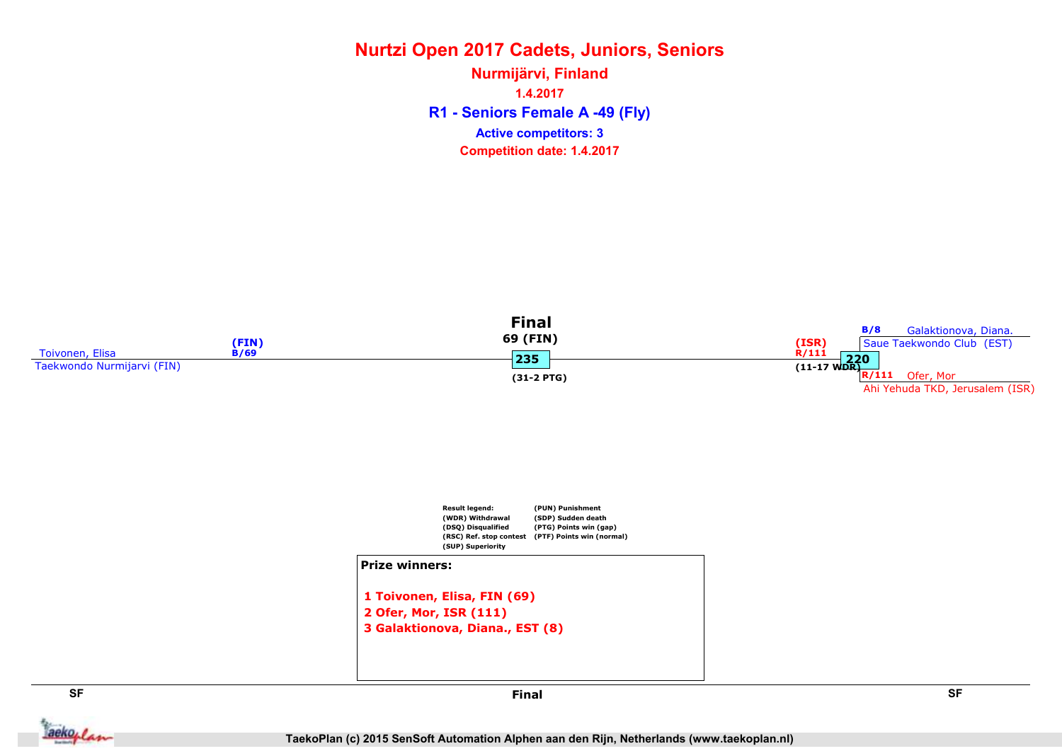# Nurtzi Open 2017 Cadets, Juniors, Seniors

## Nurmijärvi, Finland

1.4.2017

### R1 - Seniors Female A -49 (Fly)

**Active competitors: 3**

**Competition date: 1.4.2017**

**Final**

69 (FIN)

235

(31-2 PTG)

Toivonen, Elisa
Taekwondo Nurmijarvi (FIN)
(FIN)
B/69

(ISR)
R/111
220
(11-17 WDR)

B/8 Galaktionova, Diana.
Saue Taekwondo Club (EST)

R/111 Ofer, Mor
Ahi Yehuda TKD, Jerusalem (ISR)

Result legend:
(WDR) Withdrawal
(DSQ) Disqualified
(RSC) Ref. stop contest
(SUP) Superiority
(PUN) Punishment
(SDP) Sudden death
(PTG) Points win (gap)
(PTF) Points win (normal)

**Prize winners:**

1 Toivonen, Elisa, FIN (69)
2 Ofer, Mor, ISR (111)
3 Galaktionova, Diana., EST (8)

SF | Final | SF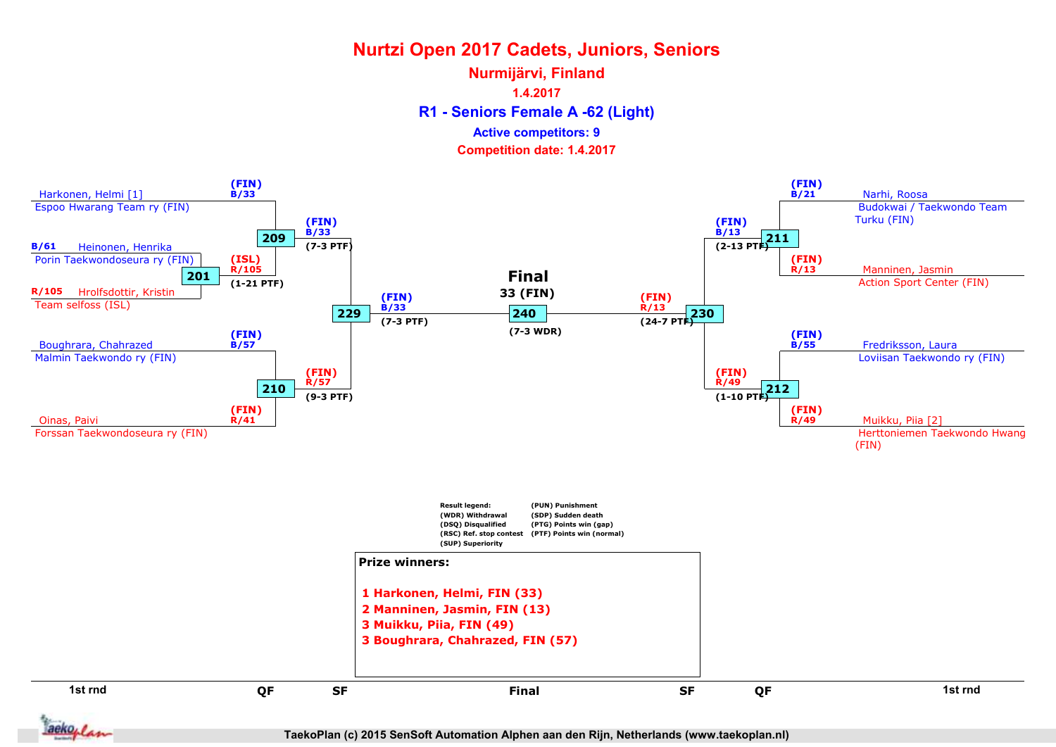# Nurtzi Open 2017 Cadets, Juniors, Seniors

## Nurmijärvi, Finland

**1.4.2017**

## R1 - Seniors Female A -62 (Light)

**Active competitors: 9**

**Competition date: 1.4.2017**

### 1st round

- Harkonen, Helmi [1] — Espoo Hwarang Team ry (FIN)
- B/61 Heinonen, Henrika — Porin Taekwondoseura ry (FIN)
- R/105 Hrolfsdottir, Kristin — Team selfoss (ISL)
- Boughrara, Chahrazed — Malmin Taekwondo ry (FIN)
- Oinas, Paivi — Forssan Taekwondoseura ry (FIN)
- Narhi, Roosa — Budokwai / Taekwondo Team Turku (FIN)
- Manninen, Jasmin — Action Sport Center (FIN)
- Fredriksson, Laura — Loviisan Taekwondo ry (FIN)
- Muikku, Piia [2] — Herttoniemen Taekwondo Hwang (FIN)

### Matches

| Match | Blue | Red | Result |
|---|---|---|---|
| 201 | B/61 Heinonen, Henrika | R/105 Hrolfsdottir, Kristin (ISL) | (1-21 PTF) |
| 209 | (FIN) B/33 | (ISL) R/105 | (7-3 PTF) |
| 210 | (FIN) B/57 | (FIN) R/41 | (9-3 PTF) |
| 211 | (FIN) B/21 | (FIN) R/13 | (2-13 PTF) |
| 212 | (FIN) B/55 | (FIN) R/49 | (1-10 PTF) |
| 229 | (FIN) B/33 | (FIN) R/57 | (7-3 PTF) |
| 230 | (FIN) B/13 | (FIN) R/49 | (24-7 PTF) |
| 240 (Final) | (FIN) B/33 | (FIN) R/13 | (7-3 WDR) |

**Final: 33 (FIN)**

Result legend:
- (WDR) Withdrawal
- (DSQ) Disqualified
- (RSC) Ref. stop contest
- (SUP) Superiority
- (PUN) Punishment
- (SDP) Sudden death
- (PTG) Points win (gap)
- (PTF) Points win (normal)

**Prize winners:**

1 Harkonen, Helmi, FIN (33)
2 Manninen, Jasmin, FIN (13)
3 Muikku, Piia, FIN (49)
3 Boughrara, Chahrazed, FIN (57)

1st rnd | QF | SF | Final | SF | QF | 1st rnd

TaekoPlan (c) 2015 SenSoft Automation Alphen aan den Rijn, Netherlands (www.taekoplan.nl)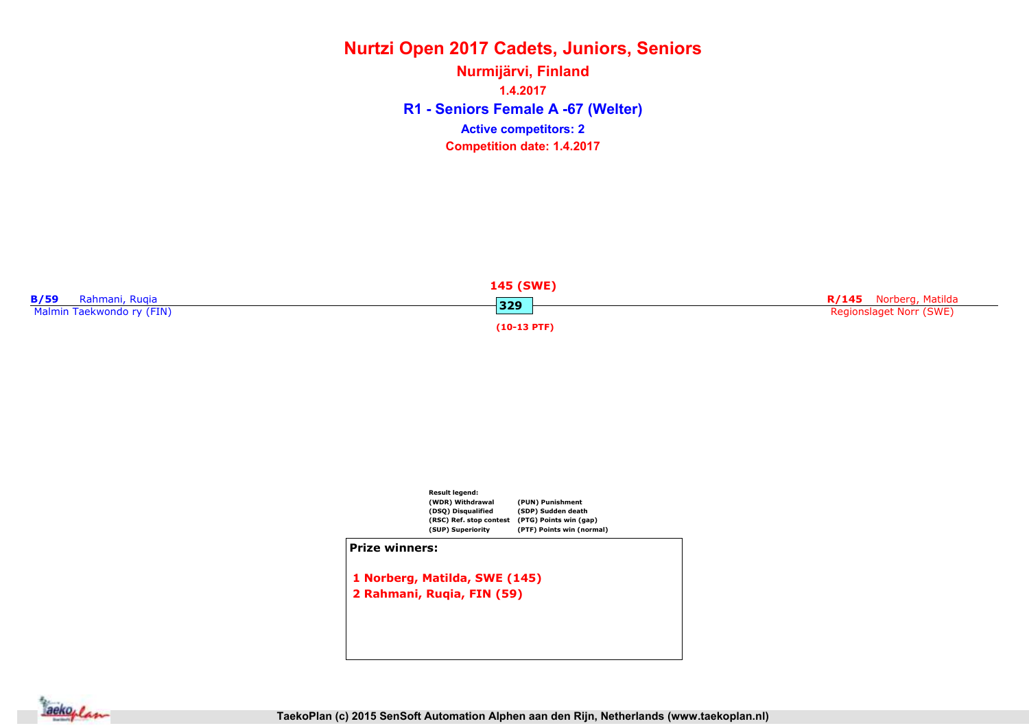# Nurtzi Open 2017 Cadets, Juniors, Seniors

## Nurmijärvi, Finland

1.4.2017

### R1 - Seniors Female A -67 (Welter)

**Active competitors: 2**

**Competition date: 1.4.2017**

**B/59** Rahmani, Ruqia
Malmin Taekwondo ry (FIN)

**145 (SWE)**
329
**(10-13 PTF)**

**R/145** Norberg, Matilda
Regionslaget Norr (SWE)

Result legend:

| | |
|---|---|
| (WDR) Withdrawal | (PUN) Punishment |
| (DSQ) Disqualified | (SDP) Sudden death |
| (RSC) Ref. stop contest | (PTG) Points win (gap) |
| (SUP) Superiority | (PTF) Points win (normal) |

**Prize winners:**

1 Norberg, Matilda, SWE (145)
2 Rahmani, Ruqia, FIN (59)

TaekoPlan (c) 2015 SenSoft Automation Alphen aan den Rijn, Netherlands (www.taekoplan.nl)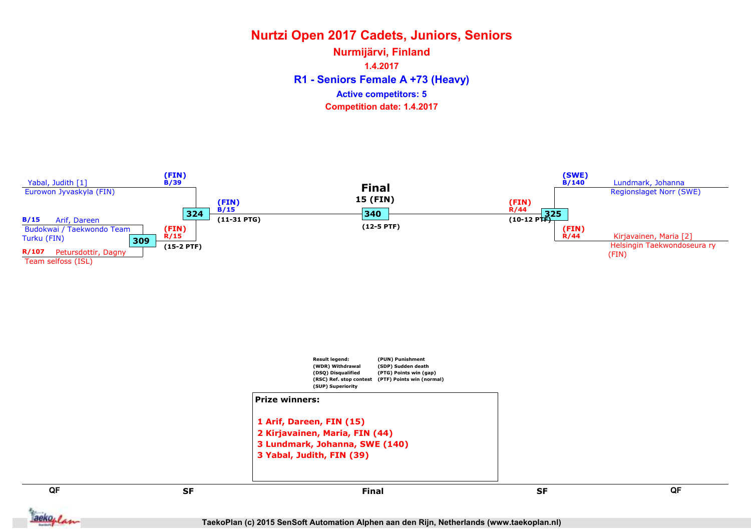# Nurtzi Open 2017 Cadets, Juniors, Seniors

## Nurmijärvi, Finland

1.4.2017

## R1 - Seniors Female A +73 (Heavy)

Active competitors: 5

Competition date: 1.4.2017

Yabal, Judith [1]
Eurowon Jyvaskyla (FIN)

B/15 Arif, Dareen
Budokwai / Taekwondo Team Turku (FIN)

309

R/107 Petursdottir, Dagny
Team selfoss (ISL)

(FIN)
B/39

324

(FIN)
R/15
(15-2 PTF)

(FIN)
B/15
(11-31 PTG)

**Final**
15 (FIN)

340
(12-5 PTF)

(FIN)
R/44
(10-12 PTF)

325

(SWE)
B/140

Lundmark, Johanna
Regionslaget Norr (SWE)

(FIN)
R/44

Kirjavainen, Maria [2]
Helsingin Taekwondoseura ry (FIN)

Result legend:
(WDR) Withdrawal
(DSQ) Disqualified
(RSC) Ref. stop contest
(SUP) Superiority
(PUN) Punishment
(SDP) Sudden death
(PTG) Points win (gap)
(PTF) Points win (normal)

**Prize winners:**

1 Arif, Dareen, FIN (15)
2 Kirjavainen, Maria, FIN (44)
3 Lundmark, Johanna, SWE (140)
3 Yabal, Judith, FIN (39)

QF SF Final SF QF

TaekoPlan (c) 2015 SenSoft Automation Alphen aan den Rijn, Netherlands (www.taekoplan.nl)